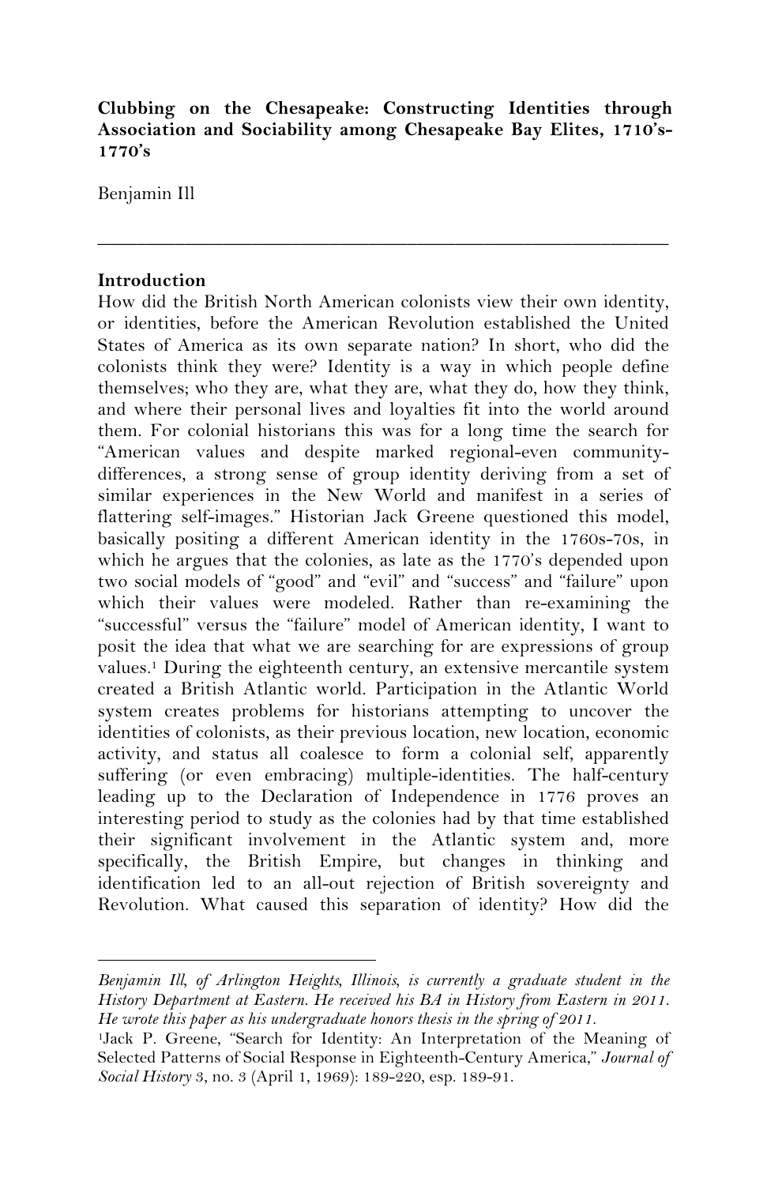**Clubbing on the Chesapeake: Constructing Identities through Association and Sociability among Chesapeake Bay Elites, 1710's-1770's**

Benjamin Ill

---

## Introduction

How did the British North American colonists view their own identity, or identities, before the American Revolution established the United States of America as its own separate nation? In short, who did the colonists think they were? Identity is a way in which people define themselves; who they are, what they are, what they do, how they think, and where their personal lives and loyalties fit into the world around them. For colonial historians this was for a long time the search for "American values and despite marked regional-even community-differences, a strong sense of group identity deriving from a set of similar experiences in the New World and manifest in a series of flattering self-images." Historian Jack Greene questioned this model, basically positing a different American identity in the 1760s-70s, in which he argues that the colonies, as late as the 1770's depended upon two social models of "good" and "evil" and "success" and "failure" upon which their values were modeled. Rather than re-examining the "successful" versus the "failure" model of American identity, I want to posit the idea that what we are searching for are expressions of group values.[1] During the eighteenth century, an extensive mercantile system created a British Atlantic world. Participation in the Atlantic World system creates problems for historians attempting to uncover the identities of colonists, as their previous location, new location, economic activity, and status all coalesce to form a colonial self, apparently suffering (or even embracing) multiple-identities. The half-century leading up to the Declaration of Independence in 1776 proves an interesting period to study as the colonies had by that time established their significant involvement in the Atlantic system and, more specifically, the British Empire, but changes in thinking and identification led to an all-out rejection of British sovereignty and Revolution. What caused this separation of identity? How did the

---

*Benjamin Ill, of Arlington Heights, Illinois, is currently a graduate student in the History Department at Eastern. He received his BA in History from Eastern in 2011. He wrote this paper as his undergraduate honors thesis in the spring of 2011.*

[1]Jack P. Greene, "Search for Identity: An Interpretation of the Meaning of Selected Patterns of Social Response in Eighteenth-Century America," *Journal of Social History* 3, no. 3 (April 1, 1969): 189-220, esp. 189-91.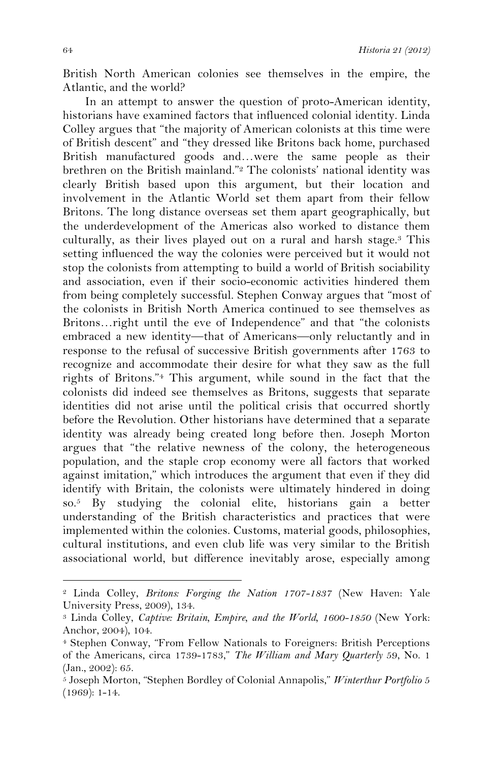British North American colonies see themselves in the empire, the Atlantic, and the world?

In an attempt to answer the question of proto-American identity, historians have examined factors that influenced colonial identity. Linda Colley argues that "the majority of American colonists at this time were of British descent" and "they dressed like Britons back home, purchased British manufactured goods and…were the same people as their brethren on the British mainland."[2] The colonists' national identity was clearly British based upon this argument, but their location and involvement in the Atlantic World set them apart from their fellow Britons. The long distance overseas set them apart geographically, but the underdevelopment of the Americas also worked to distance them culturally, as their lives played out on a rural and harsh stage.[3] This setting influenced the way the colonies were perceived but it would not stop the colonists from attempting to build a world of British sociability and association, even if their socio-economic activities hindered them from being completely successful. Stephen Conway argues that "most of the colonists in British North America continued to see themselves as Britons…right until the eve of Independence" and that "the colonists embraced a new identity—that of Americans—only reluctantly and in response to the refusal of successive British governments after 1763 to recognize and accommodate their desire for what they saw as the full rights of Britons."[4] This argument, while sound in the fact that the colonists did indeed see themselves as Britons, suggests that separate identities did not arise until the political crisis that occurred shortly before the Revolution. Other historians have determined that a separate identity was already being created long before then. Joseph Morton argues that "the relative newness of the colony, the heterogeneous population, and the staple crop economy were all factors that worked against imitation," which introduces the argument that even if they did identify with Britain, the colonists were ultimately hindered in doing so.[5] By studying the colonial elite, historians gain a better understanding of the British characteristics and practices that were implemented within the colonies. Customs, material goods, philosophies, cultural institutions, and even club life was very similar to the British associational world, but difference inevitably arose, especially among

---

[2] Linda Colley, *Britons: Forging the Nation 1707-1837* (New Haven: Yale University Press, 2009), 134.

[3] Linda Colley, *Captive: Britain, Empire, and the World, 1600-1850* (New York: Anchor, 2004), 104.

[4] Stephen Conway, "From Fellow Nationals to Foreigners: British Perceptions of the Americans, circa 1739-1783," *The William and Mary Quarterly* 59, No. 1 (Jan., 2002): 65.

[5] Joseph Morton, "Stephen Bordley of Colonial Annapolis," *Winterthur Portfolio* 5 (1969): 1-14.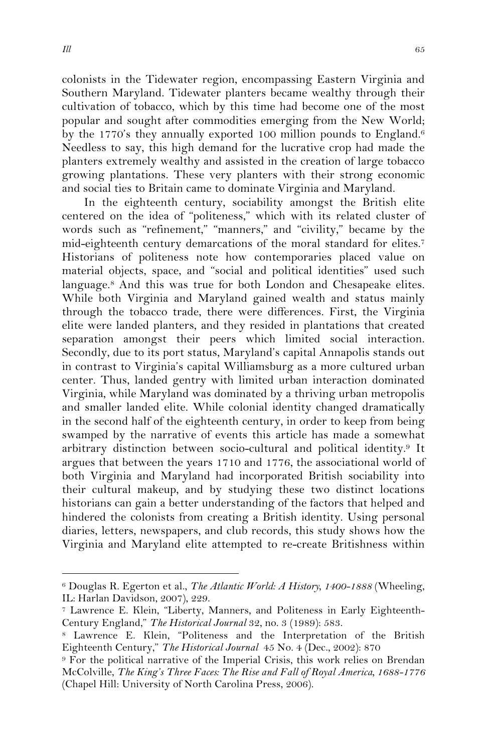colonists in the Tidewater region, encompassing Eastern Virginia and Southern Maryland. Tidewater planters became wealthy through their cultivation of tobacco, which by this time had become one of the most popular and sought after commodities emerging from the New World; by the 1770's they annually exported 100 million pounds to England.[6] Needless to say, this high demand for the lucrative crop had made the planters extremely wealthy and assisted in the creation of large tobacco growing plantations. These very planters with their strong economic and social ties to Britain came to dominate Virginia and Maryland.

In the eighteenth century, sociability amongst the British elite centered on the idea of "politeness," which with its related cluster of words such as "refinement," "manners," and "civility," became by the mid-eighteenth century demarcations of the moral standard for elites.[7] Historians of politeness note how contemporaries placed value on material objects, space, and "social and political identities" used such language.[8] And this was true for both London and Chesapeake elites. While both Virginia and Maryland gained wealth and status mainly through the tobacco trade, there were differences. First, the Virginia elite were landed planters, and they resided in plantations that created separation amongst their peers which limited social interaction. Secondly, due to its port status, Maryland's capital Annapolis stands out in contrast to Virginia's capital Williamsburg as a more cultured urban center. Thus, landed gentry with limited urban interaction dominated Virginia, while Maryland was dominated by a thriving urban metropolis and smaller landed elite. While colonial identity changed dramatically in the second half of the eighteenth century, in order to keep from being swamped by the narrative of events this article has made a somewhat arbitrary distinction between socio-cultural and political identity.[9] It argues that between the years 1710 and 1776, the associational world of both Virginia and Maryland had incorporated British sociability into their cultural makeup, and by studying these two distinct locations historians can gain a better understanding of the factors that helped and hindered the colonists from creating a British identity. Using personal diaries, letters, newspapers, and club records, this study shows how the Virginia and Maryland elite attempted to re-create Britishness within

---

[6] Douglas R. Egerton et al., *The Atlantic World: A History, 1400-1888* (Wheeling, IL: Harlan Davidson, 2007), 229.

[7] Lawrence E. Klein, "Liberty, Manners, and Politeness in Early Eighteenth-Century England," *The Historical Journal* 32, no. 3 (1989): 583.

[8] Lawrence E. Klein, "Politeness and the Interpretation of the British Eighteenth Century," *The Historical Journal* 45 No. 4 (Dec., 2002): 870

[9] For the political narrative of the Imperial Crisis, this work relies on Brendan McColville, *The King's Three Faces: The Rise and Fall of Royal America, 1688-1776* (Chapel Hill: University of North Carolina Press, 2006).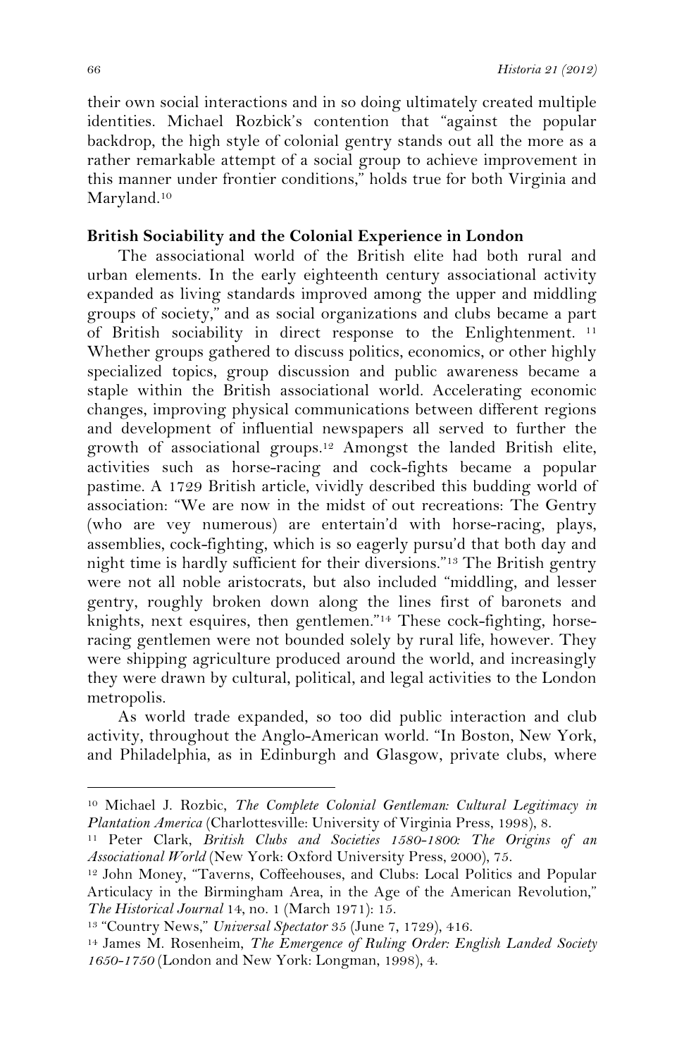their own social interactions and in so doing ultimately created multiple identities. Michael Rozbick's contention that "against the popular backdrop, the high style of colonial gentry stands out all the more as a rather remarkable attempt of a social group to achieve improvement in this manner under frontier conditions," holds true for both Virginia and Maryland.[10]

**British Sociability and the Colonial Experience in London**

The associational world of the British elite had both rural and urban elements. In the early eighteenth century associational activity expanded as living standards improved among the upper and middling groups of society," and as social organizations and clubs became a part of British sociability in direct response to the Enlightenment. [11] Whether groups gathered to discuss politics, economics, or other highly specialized topics, group discussion and public awareness became a staple within the British associational world. Accelerating economic changes, improving physical communications between different regions and development of influential newspapers all served to further the growth of associational groups.[12] Amongst the landed British elite, activities such as horse-racing and cock-fights became a popular pastime. A 1729 British article, vividly described this budding world of association: "We are now in the midst of out recreations: The Gentry (who are vey numerous) are entertain'd with horse-racing, plays, assemblies, cock-fighting, which is so eagerly pursu'd that both day and night time is hardly sufficient for their diversions."[13] The British gentry were not all noble aristocrats, but also included "middling, and lesser gentry, roughly broken down along the lines first of baronets and knights, next esquires, then gentlemen."[14] These cock-fighting, horse-racing gentlemen were not bounded solely by rural life, however. They were shipping agriculture produced around the world, and increasingly they were drawn by cultural, political, and legal activities to the London metropolis.

As world trade expanded, so too did public interaction and club activity, throughout the Anglo-American world. "In Boston, New York, and Philadelphia, as in Edinburgh and Glasgow, private clubs, where

---

[10] Michael J. Rozbic, *The Complete Colonial Gentleman: Cultural Legitimacy in Plantation America* (Charlottesville: University of Virginia Press, 1998), 8.

[11] Peter Clark, *British Clubs and Societies 1580-1800: The Origins of an Associational World* (New York: Oxford University Press, 2000), 75.

[12] John Money, "Taverns, Coffeehouses, and Clubs: Local Politics and Popular Articulacy in the Birmingham Area, in the Age of the American Revolution," *The Historical Journal* 14, no. 1 (March 1971): 15.

[13] "Country News," *Universal Spectator* 35 (June 7, 1729), 416.

[14] James M. Rosenheim, *The Emergence of Ruling Order: English Landed Society 1650-1750* (London and New York: Longman, 1998), 4.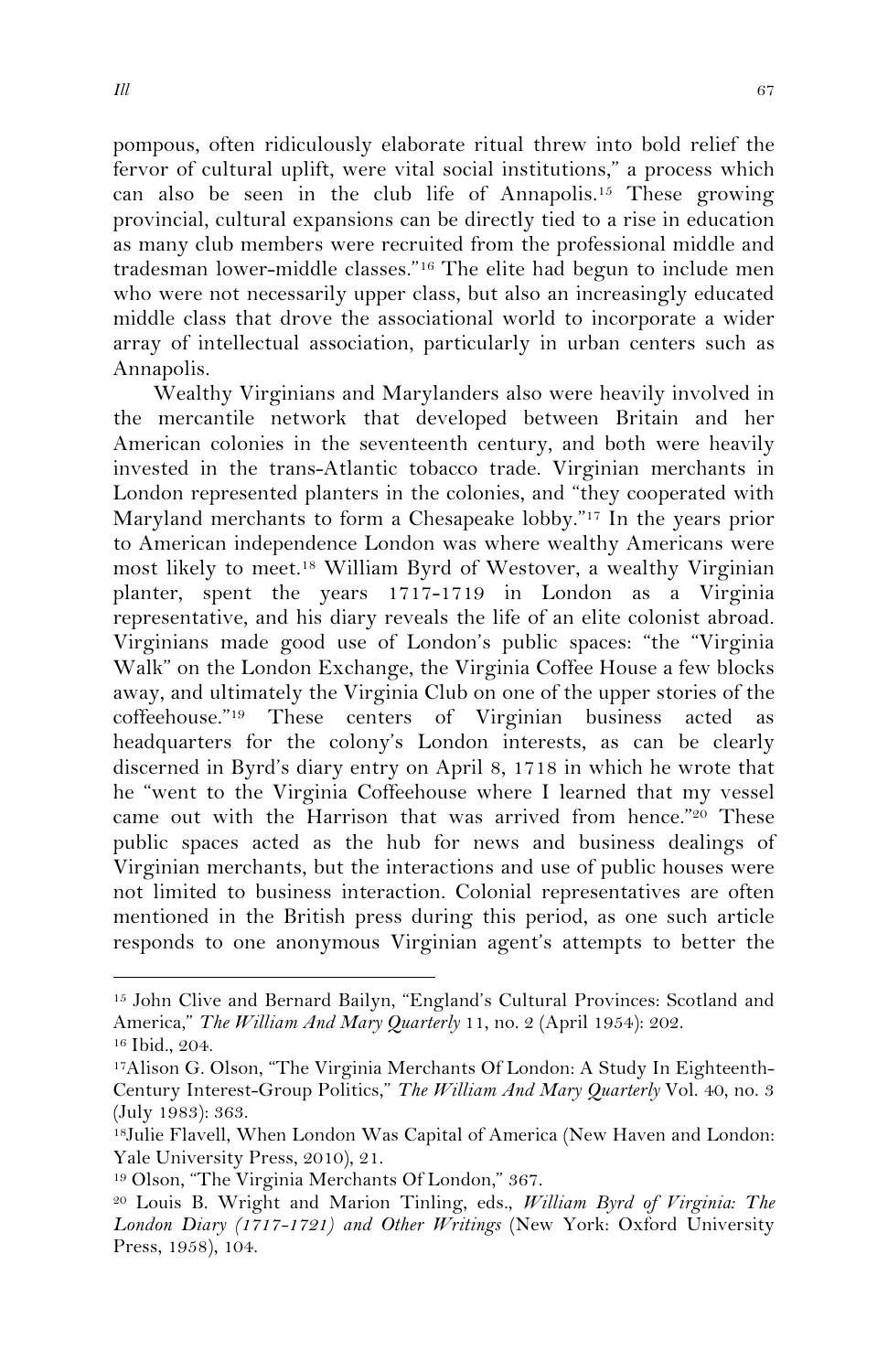pompous, often ridiculously elaborate ritual threw into bold relief the fervor of cultural uplift, were vital social institutions," a process which can also be seen in the club life of Annapolis.[15] These growing provincial, cultural expansions can be directly tied to a rise in education as many club members were recruited from the professional middle and tradesman lower-middle classes."[16] The elite had begun to include men who were not necessarily upper class, but also an increasingly educated middle class that drove the associational world to incorporate a wider array of intellectual association, particularly in urban centers such as Annapolis.

Wealthy Virginians and Marylanders also were heavily involved in the mercantile network that developed between Britain and her American colonies in the seventeenth century, and both were heavily invested in the trans-Atlantic tobacco trade. Virginian merchants in London represented planters in the colonies, and "they cooperated with Maryland merchants to form a Chesapeake lobby."[17] In the years prior to American independence London was where wealthy Americans were most likely to meet.[18] William Byrd of Westover, a wealthy Virginian planter, spent the years 1717-1719 in London as a Virginia representative, and his diary reveals the life of an elite colonist abroad. Virginians made good use of London's public spaces: "the "Virginia Walk" on the London Exchange, the Virginia Coffee House a few blocks away, and ultimately the Virginia Club on one of the upper stories of the coffeehouse."[19] These centers of Virginian business acted as headquarters for the colony's London interests, as can be clearly discerned in Byrd's diary entry on April 8, 1718 in which he wrote that he "went to the Virginia Coffeehouse where I learned that my vessel came out with the Harrison that was arrived from hence."[20] These public spaces acted as the hub for news and business dealings of Virginian merchants, but the interactions and use of public houses were not limited to business interaction. Colonial representatives are often mentioned in the British press during this period, as one such article responds to one anonymous Virginian agent's attempts to better the

---

[15] John Clive and Bernard Bailyn, "England's Cultural Provinces: Scotland and America," *The William And Mary Quarterly* 11, no. 2 (April 1954): 202.

[16] Ibid., 204.

[17] Alison G. Olson, "The Virginia Merchants Of London: A Study In Eighteenth-Century Interest-Group Politics," *The William And Mary Quarterly* Vol. 40, no. 3 (July 1983): 363.

[18] Julie Flavell, When London Was Capital of America (New Haven and London: Yale University Press, 2010), 21.

[19] Olson, "The Virginia Merchants Of London," 367.

[20] Louis B. Wright and Marion Tinling, eds., *William Byrd of Virginia: The London Diary (1717-1721) and Other Writings* (New York: Oxford University Press, 1958), 104.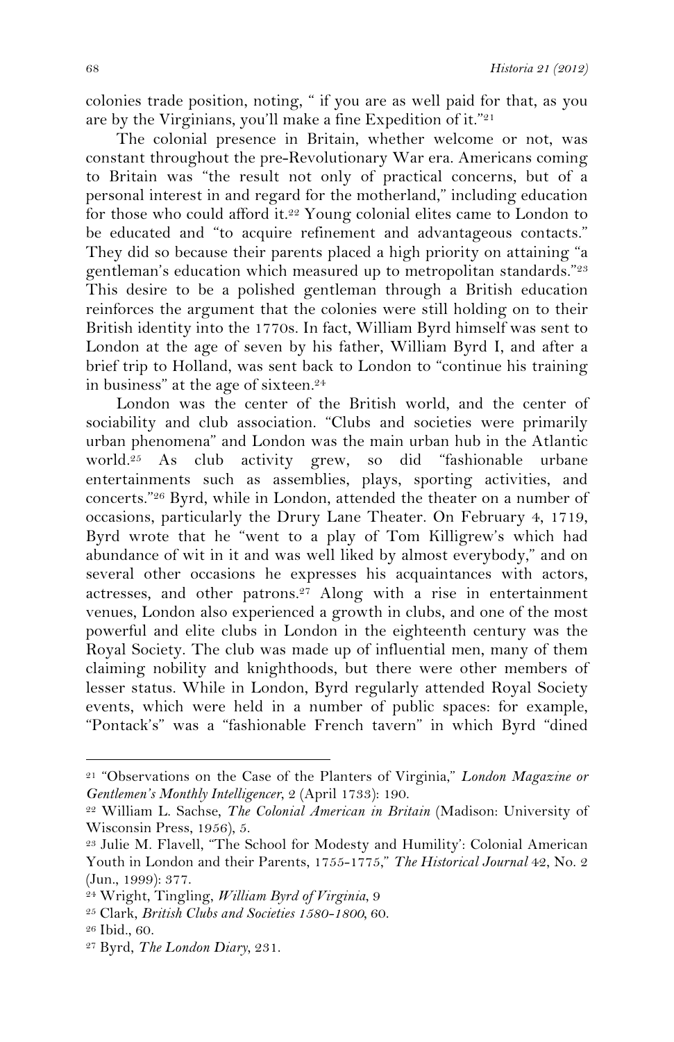colonies trade position, noting, " if you are as well paid for that, as you are by the Virginians, you'll make a fine Expedition of it."[21]

The colonial presence in Britain, whether welcome or not, was constant throughout the pre-Revolutionary War era. Americans coming to Britain was "the result not only of practical concerns, but of a personal interest in and regard for the motherland," including education for those who could afford it.[22] Young colonial elites came to London to be educated and "to acquire refinement and advantageous contacts." They did so because their parents placed a high priority on attaining "a gentleman's education which measured up to metropolitan standards."[23] This desire to be a polished gentleman through a British education reinforces the argument that the colonies were still holding on to their British identity into the 1770s. In fact, William Byrd himself was sent to London at the age of seven by his father, William Byrd I, and after a brief trip to Holland, was sent back to London to "continue his training in business" at the age of sixteen.[24]

London was the center of the British world, and the center of sociability and club association. "Clubs and societies were primarily urban phenomena" and London was the main urban hub in the Atlantic world.[25] As club activity grew, so did "fashionable urbane entertainments such as assemblies, plays, sporting activities, and concerts."[26] Byrd, while in London, attended the theater on a number of occasions, particularly the Drury Lane Theater. On February 4, 1719, Byrd wrote that he "went to a play of Tom Killigrew's which had abundance of wit in it and was well liked by almost everybody," and on several other occasions he expresses his acquaintances with actors, actresses, and other patrons.[27] Along with a rise in entertainment venues, London also experienced a growth in clubs, and one of the most powerful and elite clubs in London in the eighteenth century was the Royal Society. The club was made up of influential men, many of them claiming nobility and knighthoods, but there were other members of lesser status. While in London, Byrd regularly attended Royal Society events, which were held in a number of public spaces: for example, "Pontack's" was a "fashionable French tavern" in which Byrd "dined

---

[21] "Observations on the Case of the Planters of Virginia," *London Magazine or Gentlemen's Monthly Intelligencer*, 2 (April 1733): 190.

[22] William L. Sachse, *The Colonial American in Britain* (Madison: University of Wisconsin Press, 1956), 5.

[23] Julie M. Flavell, "The School for Modesty and Humility': Colonial American Youth in London and their Parents, 1755-1775," *The Historical Journal* 42, No. 2 (Jun., 1999): 377.

[24] Wright, Tingling, *William Byrd of Virginia*, 9

[25] Clark, *British Clubs and Societies 1580-1800*, 60.

[26] Ibid., 60.

[27] Byrd, *The London Diary*, 231.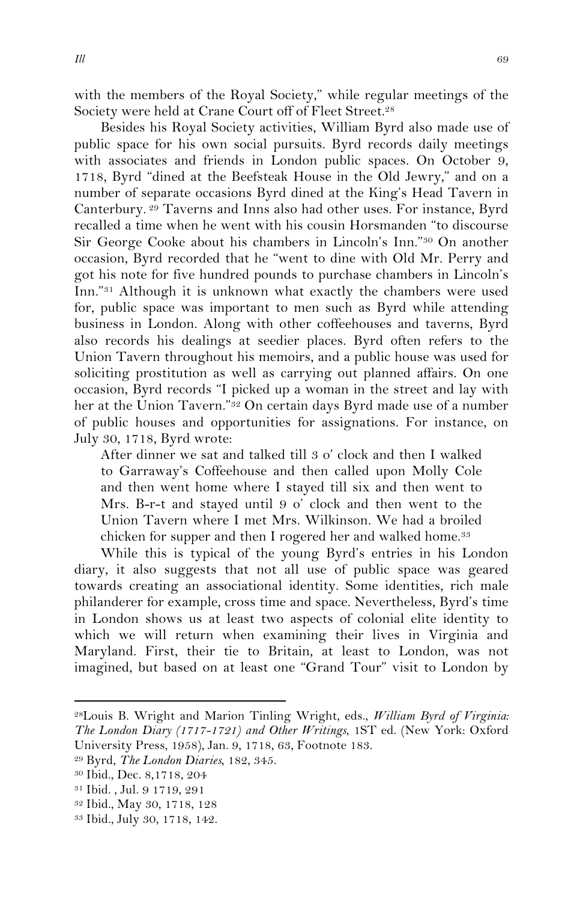with the members of the Royal Society," while regular meetings of the Society were held at Crane Court off of Fleet Street.[28]

Besides his Royal Society activities, William Byrd also made use of public space for his own social pursuits. Byrd records daily meetings with associates and friends in London public spaces. On October 9, 1718, Byrd "dined at the Beefsteak House in the Old Jewry," and on a number of separate occasions Byrd dined at the King's Head Tavern in Canterbury.[29] Taverns and Inns also had other uses. For instance, Byrd recalled a time when he went with his cousin Horsmanden "to discourse Sir George Cooke about his chambers in Lincoln's Inn."[30] On another occasion, Byrd recorded that he "went to dine with Old Mr. Perry and got his note for five hundred pounds to purchase chambers in Lincoln's Inn."[31] Although it is unknown what exactly the chambers were used for, public space was important to men such as Byrd while attending business in London. Along with other coffeehouses and taverns, Byrd also records his dealings at seedier places. Byrd often refers to the Union Tavern throughout his memoirs, and a public house was used for soliciting prostitution as well as carrying out planned affairs. On one occasion, Byrd records "I picked up a woman in the street and lay with her at the Union Tavern."[32] On certain days Byrd made use of a number of public houses and opportunities for assignations. For instance, on July 30, 1718, Byrd wrote:

> After dinner we sat and talked till 3 o' clock and then I walked to Garraway's Coffeehouse and then called upon Molly Cole and then went home where I stayed till six and then went to Mrs. B-r-t and stayed until 9 o' clock and then went to the Union Tavern where I met Mrs. Wilkinson. We had a broiled chicken for supper and then I rogered her and walked home.[33]

While this is typical of the young Byrd's entries in his London diary, it also suggests that not all use of public space was geared towards creating an associational identity. Some identities, rich male philanderer for example, cross time and space. Nevertheless, Byrd's time in London shows us at least two aspects of colonial elite identity to which we will return when examining their lives in Virginia and Maryland. First, their tie to Britain, at least to London, was not imagined, but based on at least one "Grand Tour" visit to London by

---

[28] Louis B. Wright and Marion Tinling Wright, eds., *William Byrd of Virginia: The London Diary (1717-1721) and Other Writings*, 1ST ed. (New York: Oxford University Press, 1958), Jan. 9, 1718, 63, Footnote 183.

[29] Byrd, *The London Diaries*, 182, 345.

[30] Ibid., Dec. 8,1718, 204

[31] Ibid. , Jul. 9 1719, 291

[32] Ibid., May 30, 1718, 128

[33] Ibid., July 30, 1718, 142.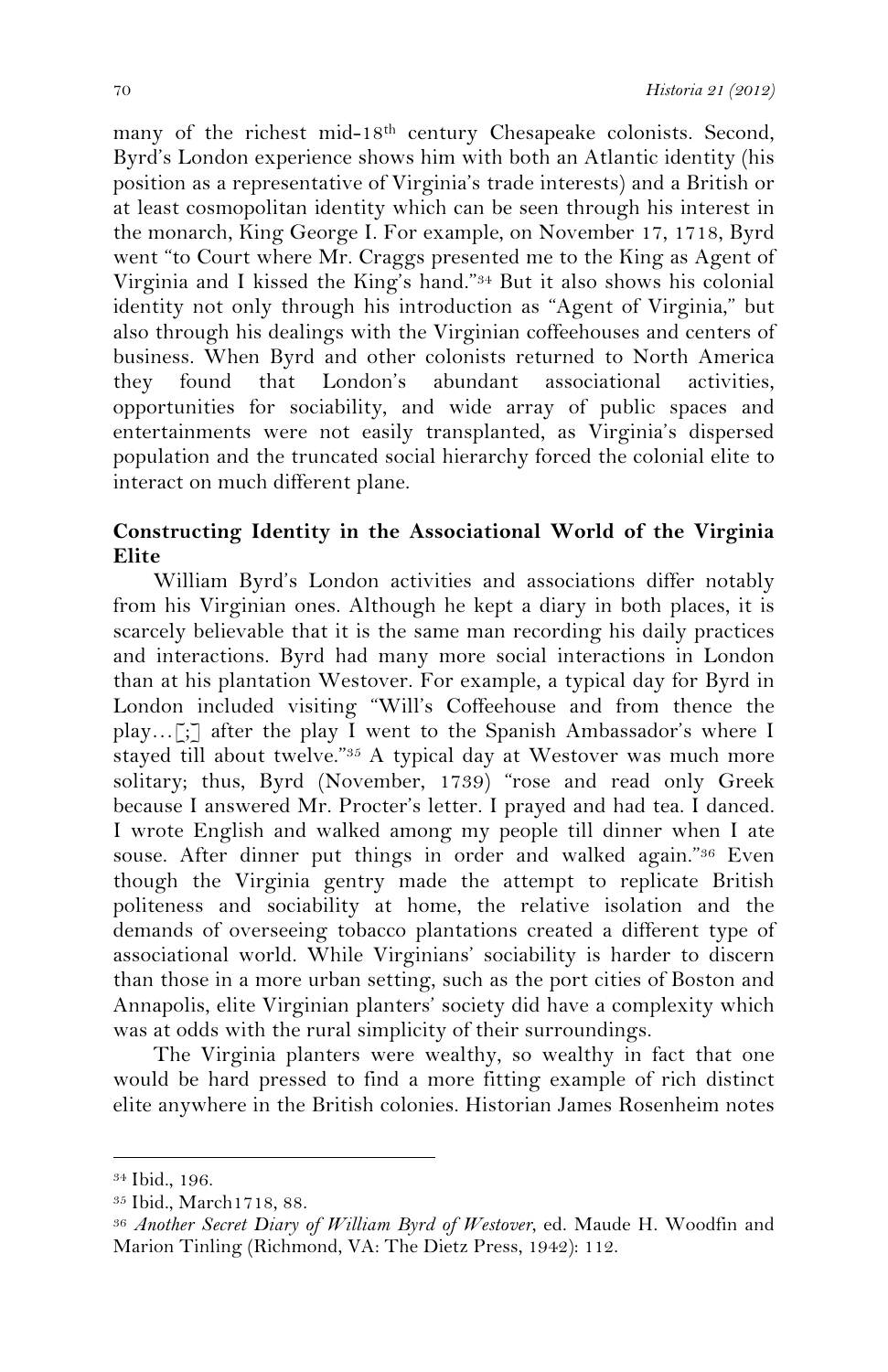many of the richest mid-18th century Chesapeake colonists. Second, Byrd's London experience shows him with both an Atlantic identity (his position as a representative of Virginia's trade interests) and a British or at least cosmopolitan identity which can be seen through his interest in the monarch, King George I. For example, on November 17, 1718, Byrd went "to Court where Mr. Craggs presented me to the King as Agent of Virginia and I kissed the King's hand."[34] But it also shows his colonial identity not only through his introduction as "Agent of Virginia," but also through his dealings with the Virginian coffeehouses and centers of business. When Byrd and other colonists returned to North America they found that London's abundant associational activities, opportunities for sociability, and wide array of public spaces and entertainments were not easily transplanted, as Virginia's dispersed population and the truncated social hierarchy forced the colonial elite to interact on much different plane.

**Constructing Identity in the Associational World of the Virginia Elite**

William Byrd's London activities and associations differ notably from his Virginian ones. Although he kept a diary in both places, it is scarcely believable that it is the same man recording his daily practices and interactions. Byrd had many more social interactions in London than at his plantation Westover. For example, a typical day for Byrd in London included visiting "Will's Coffeehouse and from thence the play…[;] after the play I went to the Spanish Ambassador's where I stayed till about twelve."[35] A typical day at Westover was much more solitary; thus, Byrd (November, 1739) "rose and read only Greek because I answered Mr. Procter's letter. I prayed and had tea. I danced. I wrote English and walked among my people till dinner when I ate souse. After dinner put things in order and walked again."[36] Even though the Virginia gentry made the attempt to replicate British politeness and sociability at home, the relative isolation and the demands of overseeing tobacco plantations created a different type of associational world. While Virginians' sociability is harder to discern than those in a more urban setting, such as the port cities of Boston and Annapolis, elite Virginian planters' society did have a complexity which was at odds with the rural simplicity of their surroundings.

The Virginia planters were wealthy, so wealthy in fact that one would be hard pressed to find a more fitting example of rich distinct elite anywhere in the British colonies. Historian James Rosenheim notes

---

[34] Ibid., 196.

[35] Ibid., March1718, 88.

[36] *Another Secret Diary of William Byrd of Westover*, ed. Maude H. Woodfin and Marion Tinling (Richmond, VA: The Dietz Press, 1942): 112.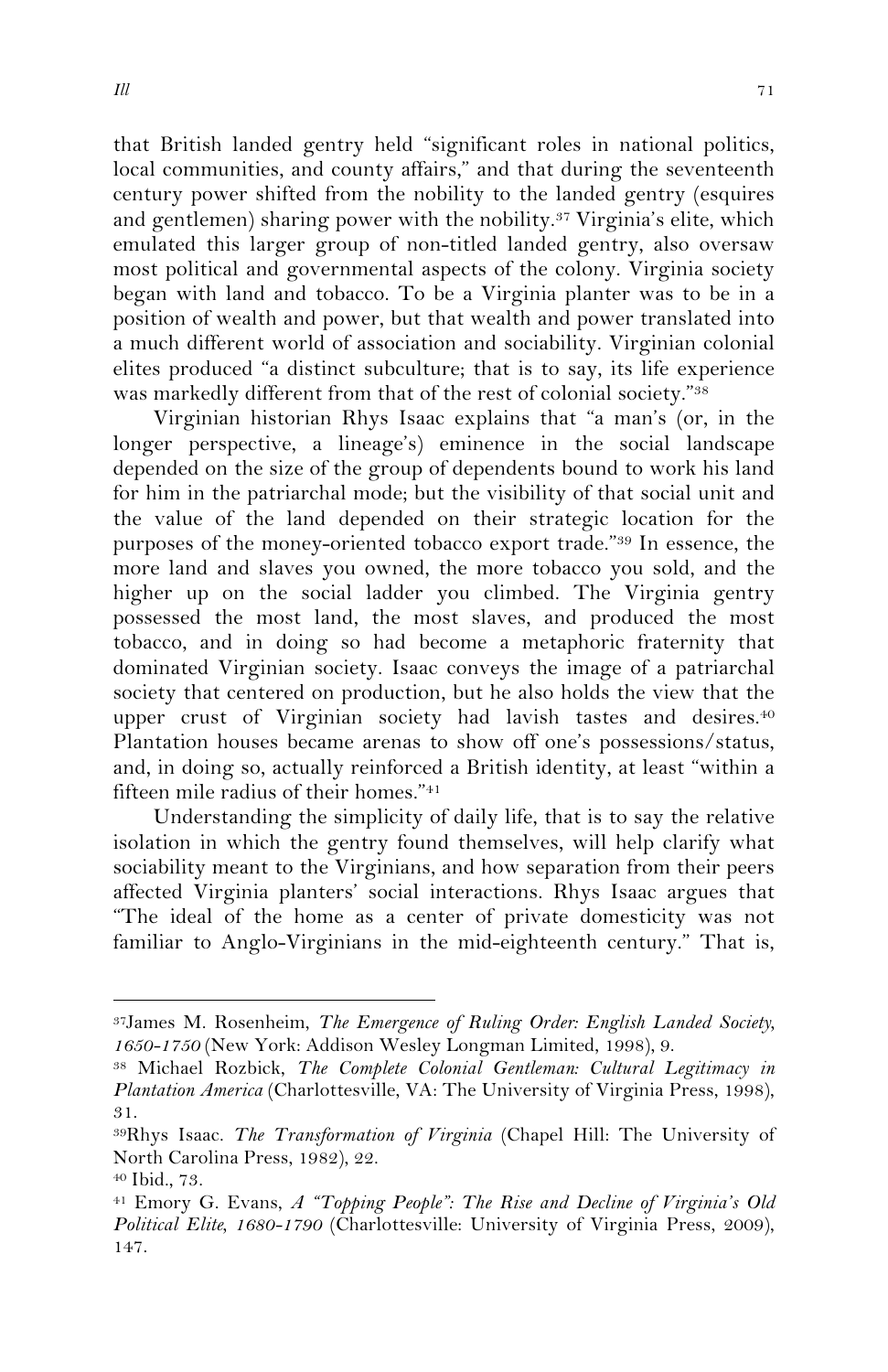that British landed gentry held "significant roles in national politics, local communities, and county affairs," and that during the seventeenth century power shifted from the nobility to the landed gentry (esquires and gentlemen) sharing power with the nobility.[37] Virginia's elite, which emulated this larger group of non-titled landed gentry, also oversaw most political and governmental aspects of the colony. Virginia society began with land and tobacco. To be a Virginia planter was to be in a position of wealth and power, but that wealth and power translated into a much different world of association and sociability. Virginian colonial elites produced "a distinct subculture; that is to say, its life experience was markedly different from that of the rest of colonial society."[38]

Virginian historian Rhys Isaac explains that "a man's (or, in the longer perspective, a lineage's) eminence in the social landscape depended on the size of the group of dependents bound to work his land for him in the patriarchal mode; but the visibility of that social unit and the value of the land depended on their strategic location for the purposes of the money-oriented tobacco export trade."[39] In essence, the more land and slaves you owned, the more tobacco you sold, and the higher up on the social ladder you climbed. The Virginia gentry possessed the most land, the most slaves, and produced the most tobacco, and in doing so had become a metaphoric fraternity that dominated Virginian society. Isaac conveys the image of a patriarchal society that centered on production, but he also holds the view that the upper crust of Virginian society had lavish tastes and desires.[40] Plantation houses became arenas to show off one's possessions/status, and, in doing so, actually reinforced a British identity, at least "within a fifteen mile radius of their homes."[41]

Understanding the simplicity of daily life, that is to say the relative isolation in which the gentry found themselves, will help clarify what sociability meant to the Virginians, and how separation from their peers affected Virginia planters' social interactions. Rhys Isaac argues that "The ideal of the home as a center of private domesticity was not familiar to Anglo-Virginians in the mid-eighteenth century." That is,

---

[37]James M. Rosenheim, *The Emergence of Ruling Order: English Landed Society, 1650-1750* (New York: Addison Wesley Longman Limited, 1998), 9.

[38] Michael Rozbick, *The Complete Colonial Gentleman: Cultural Legitimacy in Plantation America* (Charlottesville, VA: The University of Virginia Press, 1998), 31.

[39]Rhys Isaac. *The Transformation of Virginia* (Chapel Hill: The University of North Carolina Press, 1982), 22.

[40] Ibid., 73.

[41] Emory G. Evans, *A "Topping People": The Rise and Decline of Virginia's Old Political Elite, 1680-1790* (Charlottesville: University of Virginia Press, 2009), 147.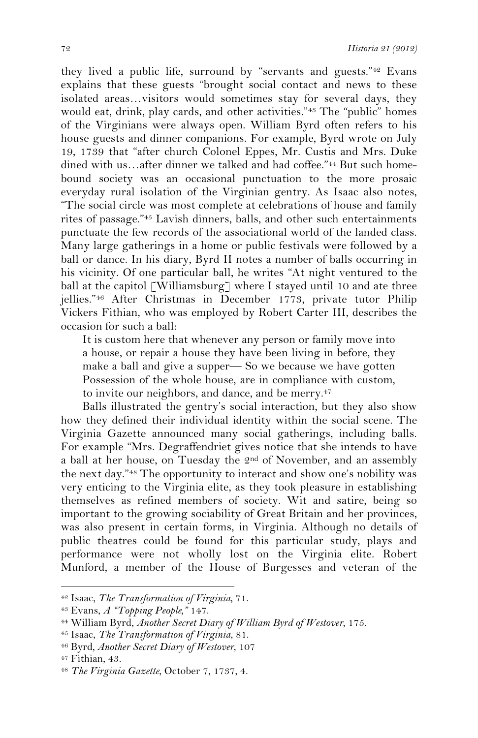they lived a public life, surround by "servants and guests."[42] Evans explains that these guests "brought social contact and news to these isolated areas…visitors would sometimes stay for several days, they would eat, drink, play cards, and other activities."[43] The "public" homes of the Virginians were always open. William Byrd often refers to his house guests and dinner companions. For example, Byrd wrote on July 19, 1739 that "after church Colonel Eppes, Mr. Custis and Mrs. Duke dined with us…after dinner we talked and had coffee."[44] But such home-bound society was an occasional punctuation to the more prosaic everyday rural isolation of the Virginian gentry. As Isaac also notes, "The social circle was most complete at celebrations of house and family rites of passage."[45] Lavish dinners, balls, and other such entertainments punctuate the few records of the associational world of the landed class. Many large gatherings in a home or public festivals were followed by a ball or dance. In his diary, Byrd II notes a number of balls occurring in his vicinity. Of one particular ball, he writes "At night ventured to the ball at the capitol [Williamsburg] where I stayed until 10 and ate three jellies."[46] After Christmas in December 1773, private tutor Philip Vickers Fithian, who was employed by Robert Carter III, describes the occasion for such a ball:

> It is custom here that whenever any person or family move into a house, or repair a house they have been living in before, they make a ball and give a supper— So we because we have gotten Possession of the whole house, are in compliance with custom, to invite our neighbors, and dance, and be merry.[47]

Balls illustrated the gentry's social interaction, but they also show how they defined their individual identity within the social scene. The Virginia Gazette announced many social gatherings, including balls. For example "Mrs. Degraffendriet gives notice that she intends to have a ball at her house, on Tuesday the 2nd of November, and an assembly the next day."[48] The opportunity to interact and show one's nobility was very enticing to the Virginia elite, as they took pleasure in establishing themselves as refined members of society. Wit and satire, being so important to the growing sociability of Great Britain and her provinces, was also present in certain forms, in Virginia. Although no details of public theatres could be found for this particular study, plays and performance were not wholly lost on the Virginia elite. Robert Munford, a member of the House of Burgesses and veteran of the

---

[42] Isaac, *The Transformation of Virginia*, 71.

[43] Evans, *A "Topping People,"* 147.

[44] William Byrd, *Another Secret Diary of William Byrd of Westover*, 175.

[45] Isaac, *The Transformation of Virginia*, 81.

[46] Byrd, *Another Secret Diary of Westover*, 107

[47] Fithian, 43.

[48] *The Virginia Gazette*, October 7, 1737, 4.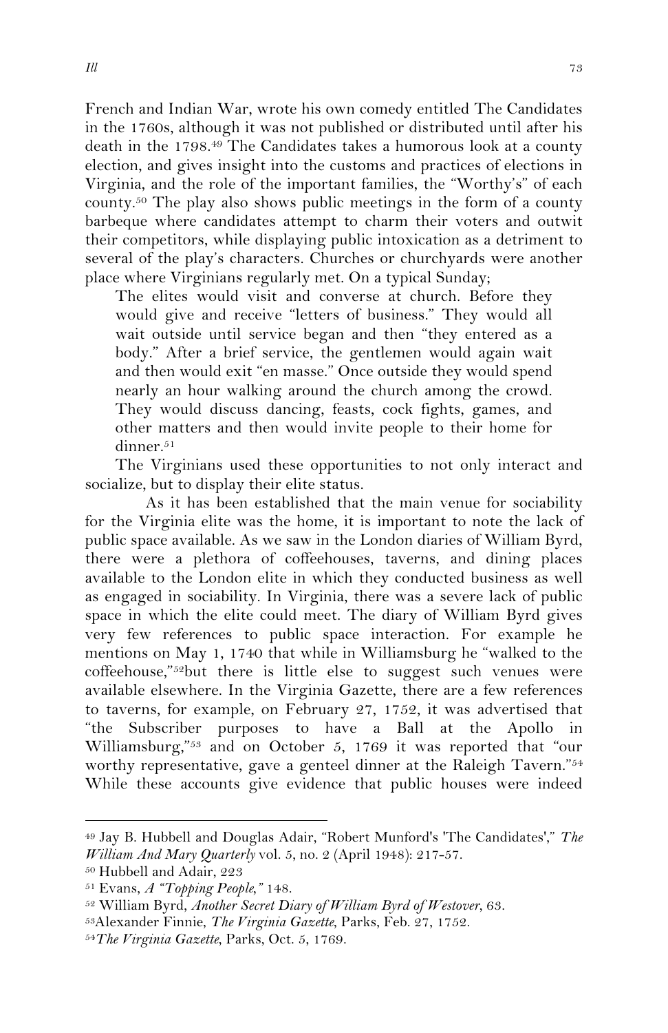French and Indian War, wrote his own comedy entitled The Candidates in the 1760s, although it was not published or distributed until after his death in the 1798.[49] The Candidates takes a humorous look at a county election, and gives insight into the customs and practices of elections in Virginia, and the role of the important families, the "Worthy's" of each county.[50] The play also shows public meetings in the form of a county barbeque where candidates attempt to charm their voters and outwit their competitors, while displaying public intoxication as a detriment to several of the play's characters. Churches or churchyards were another place where Virginians regularly met. On a typical Sunday;

> The elites would visit and converse at church. Before they would give and receive "letters of business." They would all wait outside until service began and then "they entered as a body." After a brief service, the gentlemen would again wait and then would exit "en masse." Once outside they would spend nearly an hour walking around the church among the crowd. They would discuss dancing, feasts, cock fights, games, and other matters and then would invite people to their home for dinner.[51]

The Virginians used these opportunities to not only interact and socialize, but to display their elite status.

As it has been established that the main venue for sociability for the Virginia elite was the home, it is important to note the lack of public space available. As we saw in the London diaries of William Byrd, there were a plethora of coffeehouses, taverns, and dining places available to the London elite in which they conducted business as well as engaged in sociability. In Virginia, there was a severe lack of public space in which the elite could meet. The diary of William Byrd gives very few references to public space interaction. For example he mentions on May 1, 1740 that while in Williamsburg he "walked to the coffeehouse,"[52]but there is little else to suggest such venues were available elsewhere. In the Virginia Gazette, there are a few references to taverns, for example, on February 27, 1752, it was advertised that "the Subscriber purposes to have a Ball at the Apollo in Williamsburg,"[53] and on October 5, 1769 it was reported that "our worthy representative, gave a genteel dinner at the Raleigh Tavern."[54] While these accounts give evidence that public houses were indeed

---

[49] Jay B. Hubbell and Douglas Adair, "Robert Munford's 'The Candidates'," *The William And Mary Quarterly* vol. 5, no. 2 (April 1948): 217-57.

[50] Hubbell and Adair, 223

[51] Evans, *A "Topping People,"* 148.

[52] William Byrd, *Another Secret Diary of William Byrd of Westover*, 63.

[53] Alexander Finnie, *The Virginia Gazette*, Parks, Feb. 27, 1752.

[54] *The Virginia Gazette*, Parks, Oct. 5, 1769.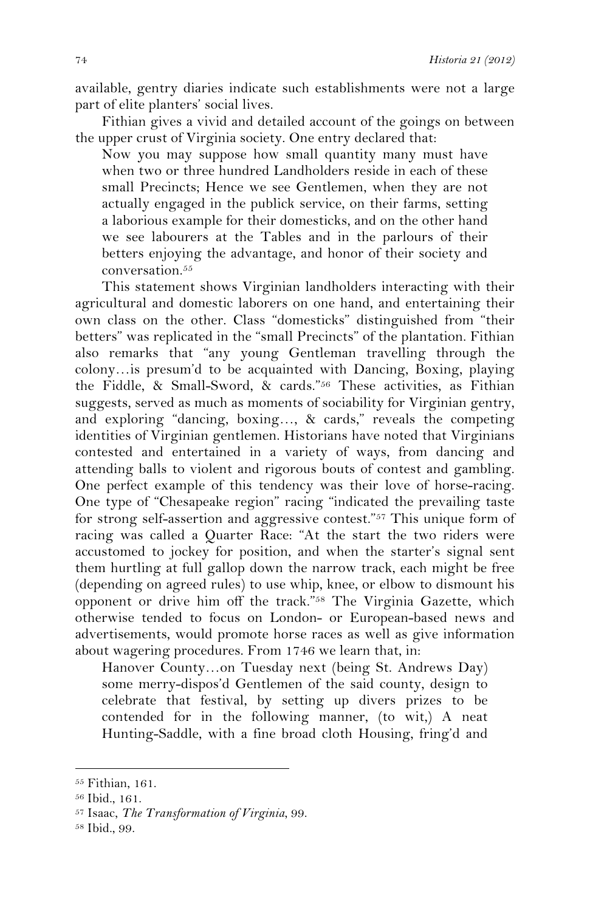available, gentry diaries indicate such establishments were not a large part of elite planters' social lives.

Fithian gives a vivid and detailed account of the goings on between the upper crust of Virginia society. One entry declared that:

> Now you may suppose how small quantity many must have when two or three hundred Landholders reside in each of these small Precincts; Hence we see Gentlemen, when they are not actually engaged in the publick service, on their farms, setting a laborious example for their domesticks, and on the other hand we see labourers at the Tables and in the parlours of their betters enjoying the advantage, and honor of their society and conversation.[55]

This statement shows Virginian landholders interacting with their agricultural and domestic laborers on one hand, and entertaining their own class on the other. Class "domesticks" distinguished from "their betters" was replicated in the "small Precincts" of the plantation. Fithian also remarks that "any young Gentleman travelling through the colony…is presum'd to be acquainted with Dancing, Boxing, playing the Fiddle, & Small-Sword, & cards."[56] These activities, as Fithian suggests, served as much as moments of sociability for Virginian gentry, and exploring "dancing, boxing…, & cards," reveals the competing identities of Virginian gentlemen. Historians have noted that Virginians contested and entertained in a variety of ways, from dancing and attending balls to violent and rigorous bouts of contest and gambling. One perfect example of this tendency was their love of horse-racing. One type of "Chesapeake region" racing "indicated the prevailing taste for strong self-assertion and aggressive contest."[57] This unique form of racing was called a Quarter Race: "At the start the two riders were accustomed to jockey for position, and when the starter's signal sent them hurtling at full gallop down the narrow track, each might be free (depending on agreed rules) to use whip, knee, or elbow to dismount his opponent or drive him off the track."[58] The Virginia Gazette, which otherwise tended to focus on London- or European-based news and advertisements, would promote horse races as well as give information about wagering procedures. From 1746 we learn that, in:

> Hanover County…on Tuesday next (being St. Andrews Day) some merry-dispos'd Gentlemen of the said county, design to celebrate that festival, by setting up divers prizes to be contended for in the following manner, (to wit,) A neat Hunting-Saddle, with a fine broad cloth Housing, fring'd and

---

[55] Fithian, 161.

[56] Ibid., 161.

[57] Isaac, *The Transformation of Virginia*, 99.

[58] Ibid., 99.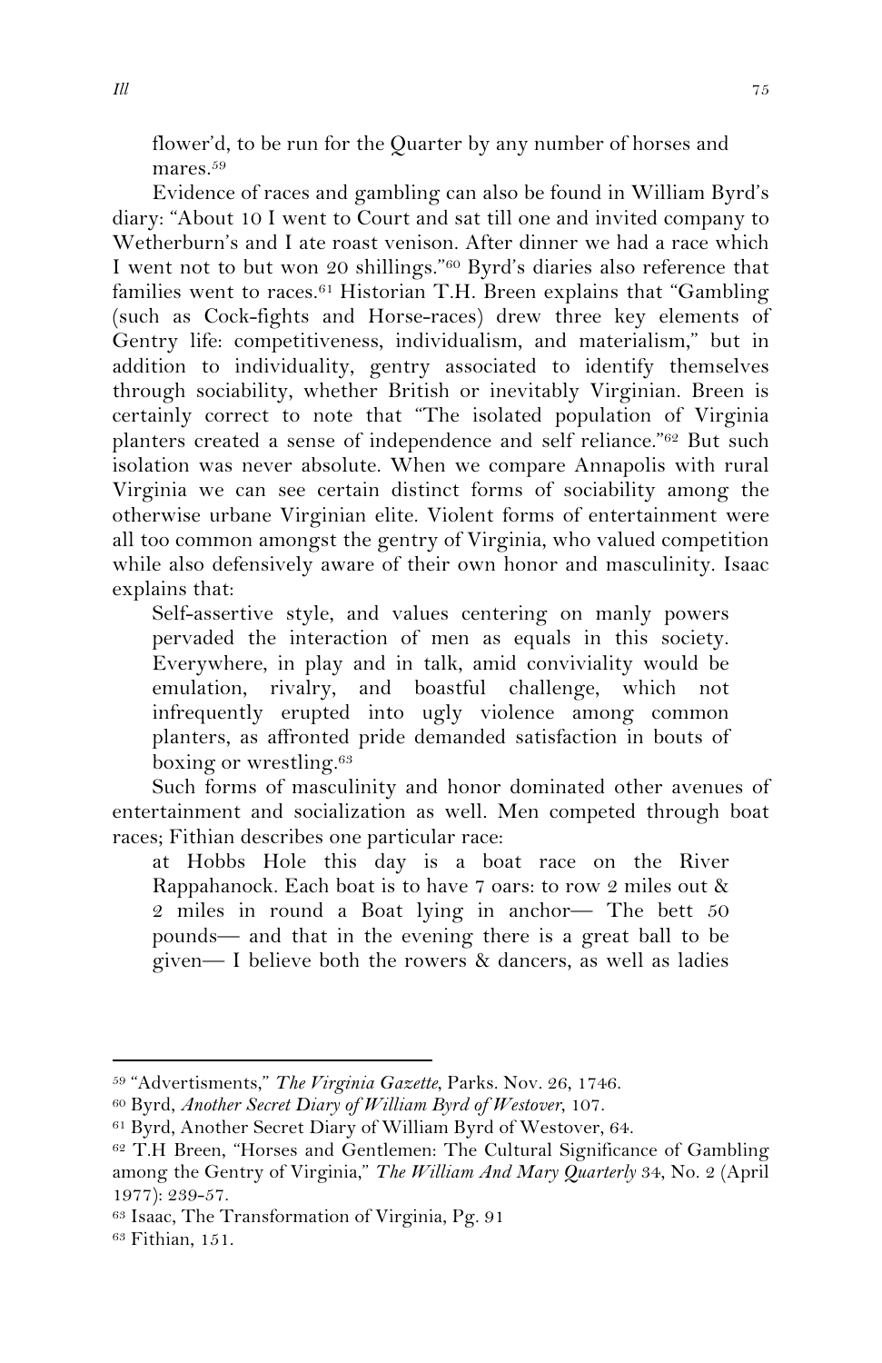flower'd, to be run for the Quarter by any number of horses and mares.[59]

Evidence of races and gambling can also be found in William Byrd's diary: "About 10 I went to Court and sat till one and invited company to Wetherburn's and I ate roast venison. After dinner we had a race which I went not to but won 20 shillings."[60] Byrd's diaries also reference that families went to races.[61] Historian T.H. Breen explains that "Gambling (such as Cock-fights and Horse-races) drew three key elements of Gentry life: competitiveness, individualism, and materialism," but in addition to individuality, gentry associated to identify themselves through sociability, whether British or inevitably Virginian. Breen is certainly correct to note that "The isolated population of Virginia planters created a sense of independence and self reliance."[62] But such isolation was never absolute. When we compare Annapolis with rural Virginia we can see certain distinct forms of sociability among the otherwise urbane Virginian elite. Violent forms of entertainment were all too common amongst the gentry of Virginia, who valued competition while also defensively aware of their own honor and masculinity. Isaac explains that:

> Self-assertive style, and values centering on manly powers pervaded the interaction of men as equals in this society. Everywhere, in play and in talk, amid conviviality would be emulation, rivalry, and boastful challenge, which not infrequently erupted into ugly violence among common planters, as affronted pride demanded satisfaction in bouts of boxing or wrestling.[63]

Such forms of masculinity and honor dominated other avenues of entertainment and socialization as well. Men competed through boat races; Fithian describes one particular race:

> at Hobbs Hole this day is a boat race on the River Rappahanock. Each boat is to have 7 oars: to row 2 miles out & 2 miles in round a Boat lying in anchor— The bett 50 pounds— and that in the evening there is a great ball to be given— I believe both the rowers & dancers, as well as ladies

---

[59] "Advertisments," *The Virginia Gazette*, Parks. Nov. 26, 1746.

[60] Byrd, *Another Secret Diary of William Byrd of Westover*, 107.

[61] Byrd, Another Secret Diary of William Byrd of Westover, 64.

[62] T.H Breen, "Horses and Gentlemen: The Cultural Significance of Gambling among the Gentry of Virginia," *The William And Mary Quarterly* 34, No. 2 (April 1977): 239-57.

[63] Isaac, The Transformation of Virginia, Pg. 91

[63] Fithian, 151.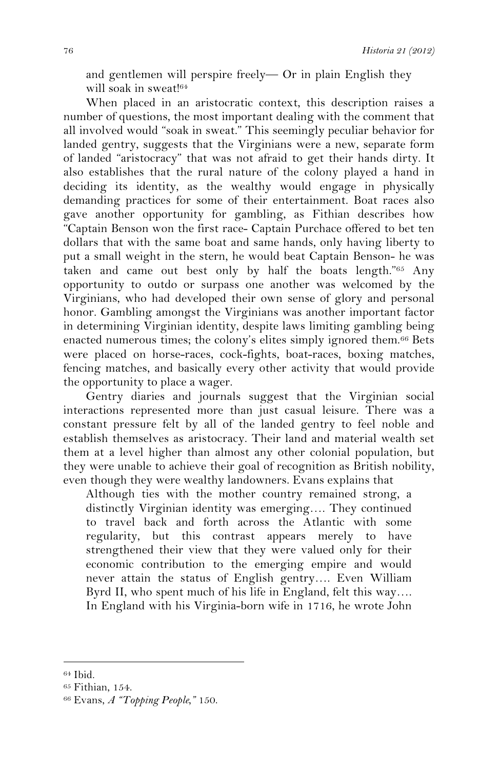> and gentlemen will perspire freely— Or in plain English they will soak in sweat![64]

When placed in an aristocratic context, this description raises a number of questions, the most important dealing with the comment that all involved would "soak in sweat." This seemingly peculiar behavior for landed gentry, suggests that the Virginians were a new, separate form of landed "aristocracy" that was not afraid to get their hands dirty. It also establishes that the rural nature of the colony played a hand in deciding its identity, as the wealthy would engage in physically demanding practices for some of their entertainment. Boat races also gave another opportunity for gambling, as Fithian describes how "Captain Benson won the first race- Captain Purchace offered to bet ten dollars that with the same boat and same hands, only having liberty to put a small weight in the stern, he would beat Captain Benson- he was taken and came out best only by half the boats length."[65] Any opportunity to outdo or surpass one another was welcomed by the Virginians, who had developed their own sense of glory and personal honor. Gambling amongst the Virginians was another important factor in determining Virginian identity, despite laws limiting gambling being enacted numerous times; the colony's elites simply ignored them.[66] Bets were placed on horse-races, cock-fights, boat-races, boxing matches, fencing matches, and basically every other activity that would provide the opportunity to place a wager.

Gentry diaries and journals suggest that the Virginian social interactions represented more than just casual leisure. There was a constant pressure felt by all of the landed gentry to feel noble and establish themselves as aristocracy. Their land and material wealth set them at a level higher than almost any other colonial population, but they were unable to achieve their goal of recognition as British nobility, even though they were wealthy landowners. Evans explains that

> Although ties with the mother country remained strong, a distinctly Virginian identity was emerging…. They continued to travel back and forth across the Atlantic with some regularity, but this contrast appears merely to have strengthened their view that they were valued only for their economic contribution to the emerging empire and would never attain the status of English gentry…. Even William Byrd II, who spent much of his life in England, felt this way…. In England with his Virginia-born wife in 1716, he wrote John

---

[64] Ibid.

[65] Fithian, 154.

[66] Evans, *A "Topping People,"* 150.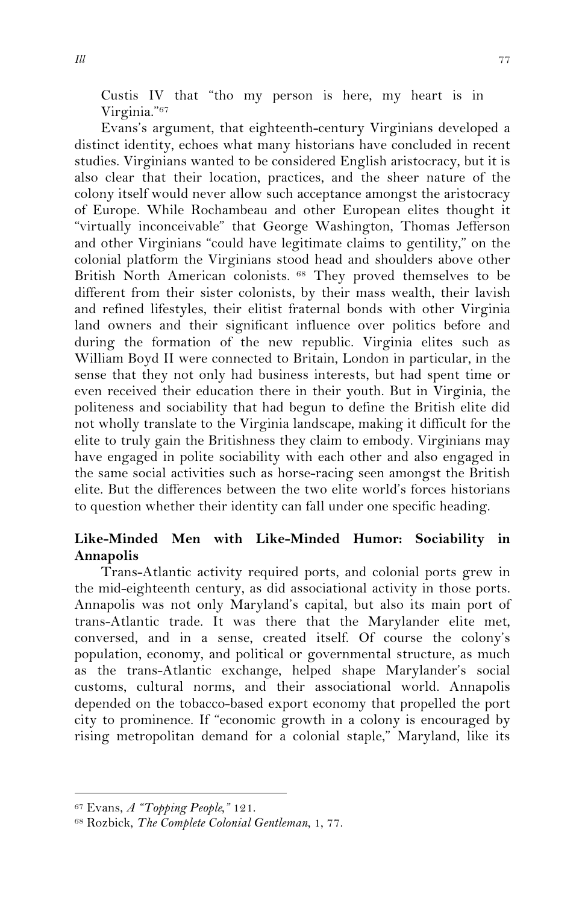Custis IV that "tho my person is here, my heart is in Virginia."[67]

Evans's argument, that eighteenth-century Virginians developed a distinct identity, echoes what many historians have concluded in recent studies. Virginians wanted to be considered English aristocracy, but it is also clear that their location, practices, and the sheer nature of the colony itself would never allow such acceptance amongst the aristocracy of Europe. While Rochambeau and other European elites thought it "virtually inconceivable" that George Washington, Thomas Jefferson and other Virginians "could have legitimate claims to gentility," on the colonial platform the Virginians stood head and shoulders above other British North American colonists. [68] They proved themselves to be different from their sister colonists, by their mass wealth, their lavish and refined lifestyles, their elitist fraternal bonds with other Virginia land owners and their significant influence over politics before and during the formation of the new republic. Virginia elites such as William Boyd II were connected to Britain, London in particular, in the sense that they not only had business interests, but had spent time or even received their education there in their youth. But in Virginia, the politeness and sociability that had begun to define the British elite did not wholly translate to the Virginia landscape, making it difficult for the elite to truly gain the Britishness they claim to embody. Virginians may have engaged in polite sociability with each other and also engaged in the same social activities such as horse-racing seen amongst the British elite. But the differences between the two elite world's forces historians to question whether their identity can fall under one specific heading.

**Like-Minded Men with Like-Minded Humor: Sociability in Annapolis**

Trans-Atlantic activity required ports, and colonial ports grew in the mid-eighteenth century, as did associational activity in those ports. Annapolis was not only Maryland's capital, but also its main port of trans-Atlantic trade. It was there that the Marylander elite met, conversed, and in a sense, created itself. Of course the colony's population, economy, and political or governmental structure, as much as the trans-Atlantic exchange, helped shape Marylander's social customs, cultural norms, and their associational world. Annapolis depended on the tobacco-based export economy that propelled the port city to prominence. If "economic growth in a colony is encouraged by rising metropolitan demand for a colonial staple," Maryland, like its

---

[67] Evans, *A "Topping People,"* 121.

[68] Rozbick, *The Complete Colonial Gentleman*, 1, 77.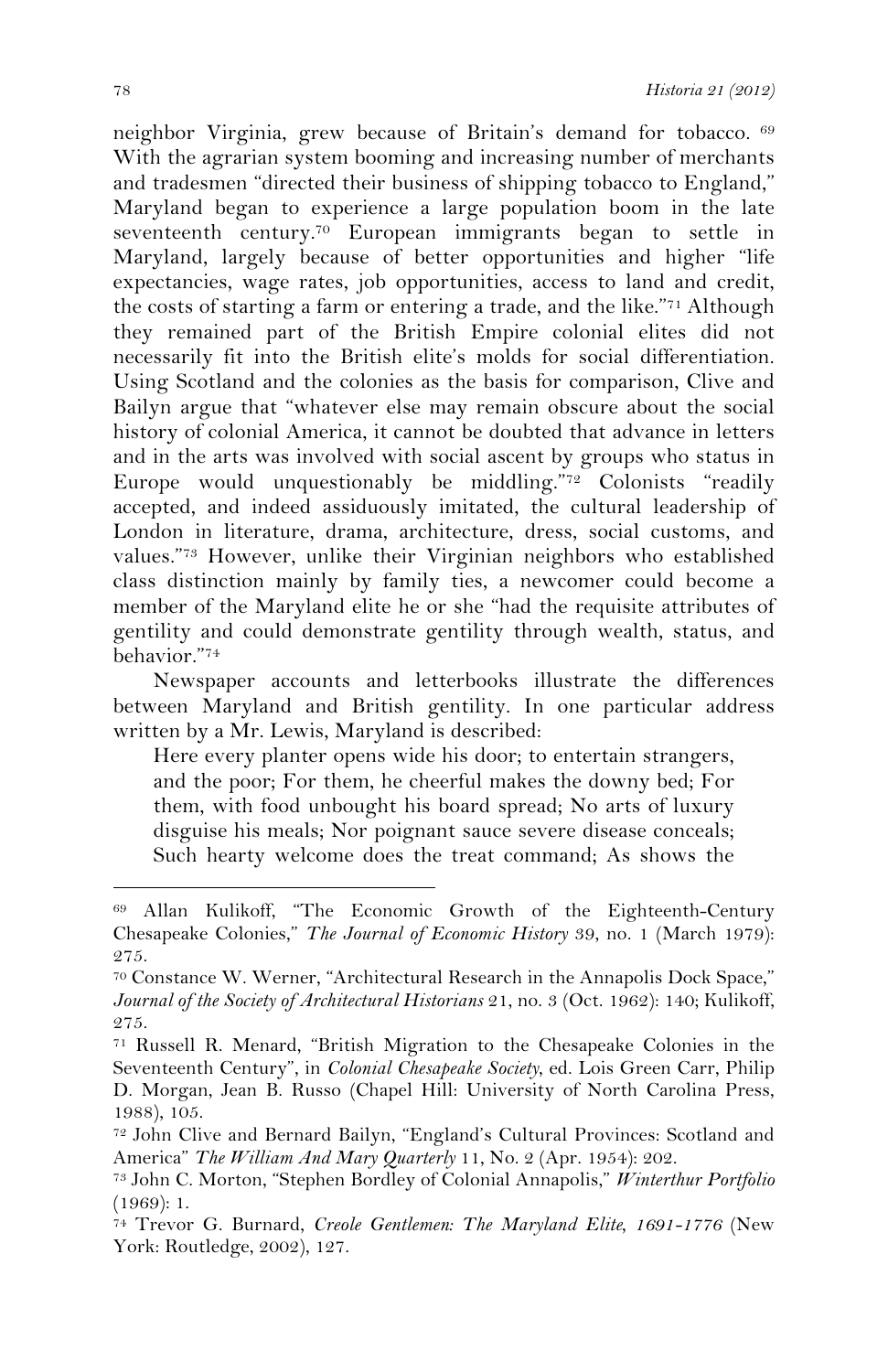neighbor Virginia, grew because of Britain's demand for tobacco. [69] With the agrarian system booming and increasing number of merchants and tradesmen "directed their business of shipping tobacco to England," Maryland began to experience a large population boom in the late seventeenth century.[70] European immigrants began to settle in Maryland, largely because of better opportunities and higher "life expectancies, wage rates, job opportunities, access to land and credit, the costs of starting a farm or entering a trade, and the like."[71] Although they remained part of the British Empire colonial elites did not necessarily fit into the British elite's molds for social differentiation. Using Scotland and the colonies as the basis for comparison, Clive and Bailyn argue that "whatever else may remain obscure about the social history of colonial America, it cannot be doubted that advance in letters and in the arts was involved with social ascent by groups who status in Europe would unquestionably be middling."[72] Colonists "readily accepted, and indeed assiduously imitated, the cultural leadership of London in literature, drama, architecture, dress, social customs, and values."[73] However, unlike their Virginian neighbors who established class distinction mainly by family ties, a newcomer could become a member of the Maryland elite he or she "had the requisite attributes of gentility and could demonstrate gentility through wealth, status, and behavior."[74]

Newspaper accounts and letterbooks illustrate the differences between Maryland and British gentility. In one particular address written by a Mr. Lewis, Maryland is described:

> Here every planter opens wide his door; to entertain strangers, and the poor; For them, he cheerful makes the downy bed; For them, with food unbought his board spread; No arts of luxury disguise his meals; Nor poignant sauce severe disease conceals; Such hearty welcome does the treat command; As shows the

---

[69] Allan Kulikoff, "The Economic Growth of the Eighteenth-Century Chesapeake Colonies," *The Journal of Economic History* 39, no. 1 (March 1979): 275.

[70] Constance W. Werner, "Architectural Research in the Annapolis Dock Space," *Journal of the Society of Architectural Historians* 21, no. 3 (Oct. 1962): 140; Kulikoff, 275.

[71] Russell R. Menard, "British Migration to the Chesapeake Colonies in the Seventeenth Century", in *Colonial Chesapeake Society*, ed. Lois Green Carr, Philip D. Morgan, Jean B. Russo (Chapel Hill: University of North Carolina Press, 1988), 105.

[72] John Clive and Bernard Bailyn, "England's Cultural Provinces: Scotland and America" *The William And Mary Quarterly* 11, No. 2 (Apr. 1954): 202.

[73] John C. Morton, "Stephen Bordley of Colonial Annapolis," *Winterthur Portfolio* (1969): 1.

[74] Trevor G. Burnard, *Creole Gentlemen: The Maryland Elite, 1691-1776* (New York: Routledge, 2002), 127.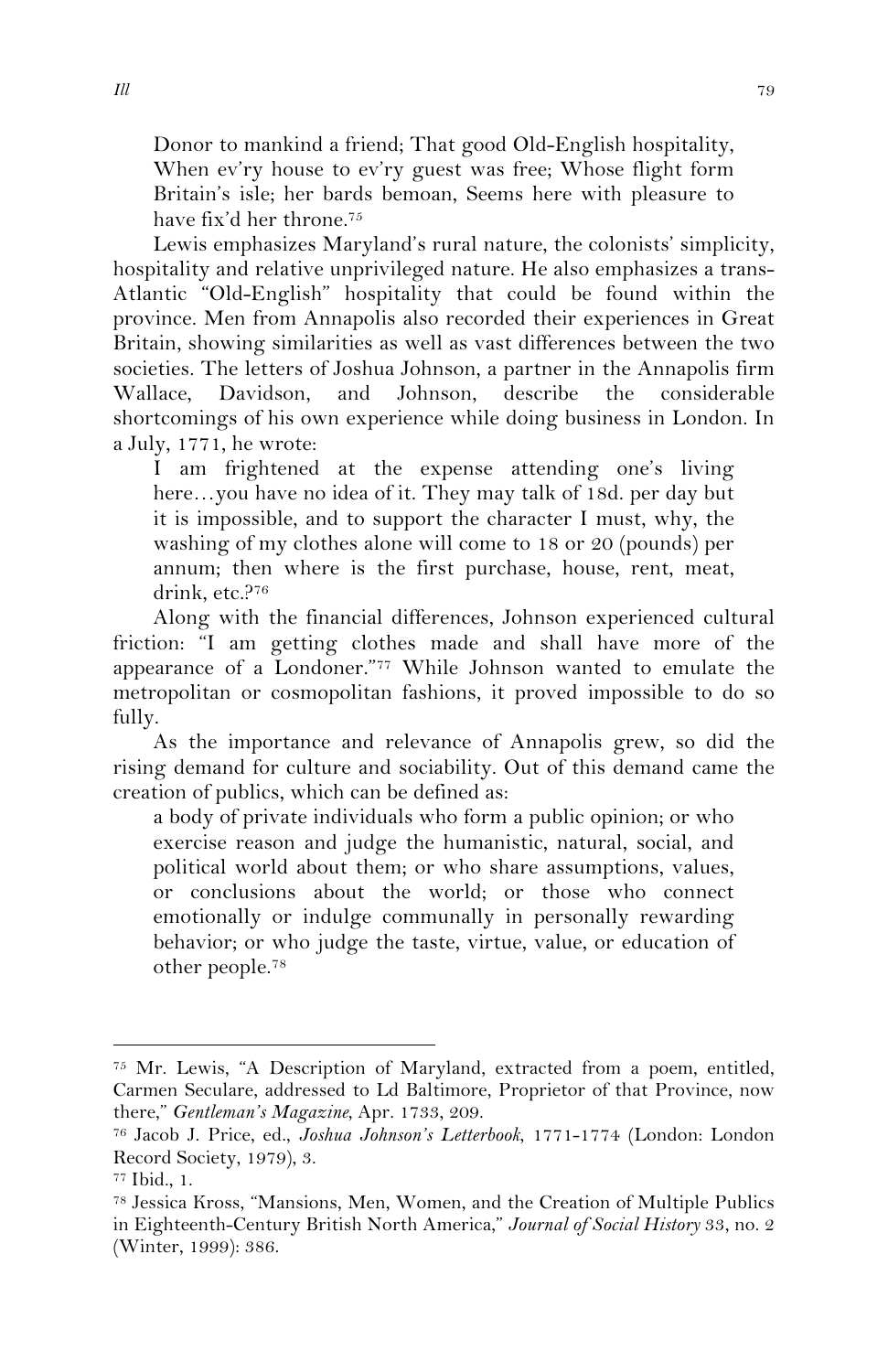> Donor to mankind a friend; That good Old-English hospitality, When ev'ry house to ev'ry guest was free; Whose flight form Britain's isle; her bards bemoan, Seems here with pleasure to have fix'd her throne.[75]

Lewis emphasizes Maryland's rural nature, the colonists' simplicity, hospitality and relative unprivileged nature. He also emphasizes a trans-Atlantic "Old-English" hospitality that could be found within the province. Men from Annapolis also recorded their experiences in Great Britain, showing similarities as well as vast differences between the two societies. The letters of Joshua Johnson, a partner in the Annapolis firm Wallace, Davidson, and Johnson, describe the considerable shortcomings of his own experience while doing business in London. In a July, 1771, he wrote:

> I am frightened at the expense attending one's living here…you have no idea of it. They may talk of 18d. per day but it is impossible, and to support the character I must, why, the washing of my clothes alone will come to 18 or 20 (pounds) per annum; then where is the first purchase, house, rent, meat, drink, etc.?[76]

Along with the financial differences, Johnson experienced cultural friction: "I am getting clothes made and shall have more of the appearance of a Londoner."[77] While Johnson wanted to emulate the metropolitan or cosmopolitan fashions, it proved impossible to do so fully.

As the importance and relevance of Annapolis grew, so did the rising demand for culture and sociability. Out of this demand came the creation of publics, which can be defined as:

> a body of private individuals who form a public opinion; or who exercise reason and judge the humanistic, natural, social, and political world about them; or who share assumptions, values, or conclusions about the world; or those who connect emotionally or indulge communally in personally rewarding behavior; or who judge the taste, virtue, value, or education of other people.[78]

---

[75] Mr. Lewis, "A Description of Maryland, extracted from a poem, entitled, Carmen Seculare, addressed to Ld Baltimore, Proprietor of that Province, now there," *Gentleman's Magazine*, Apr. 1733, 209.

[76] Jacob J. Price, ed., *Joshua Johnson's Letterbook*, 1771-1774 (London: London Record Society, 1979), 3.

[77] Ibid., 1.

[78] Jessica Kross, "Mansions, Men, Women, and the Creation of Multiple Publics in Eighteenth-Century British North America," *Journal of Social History* 33, no. 2 (Winter, 1999): 386.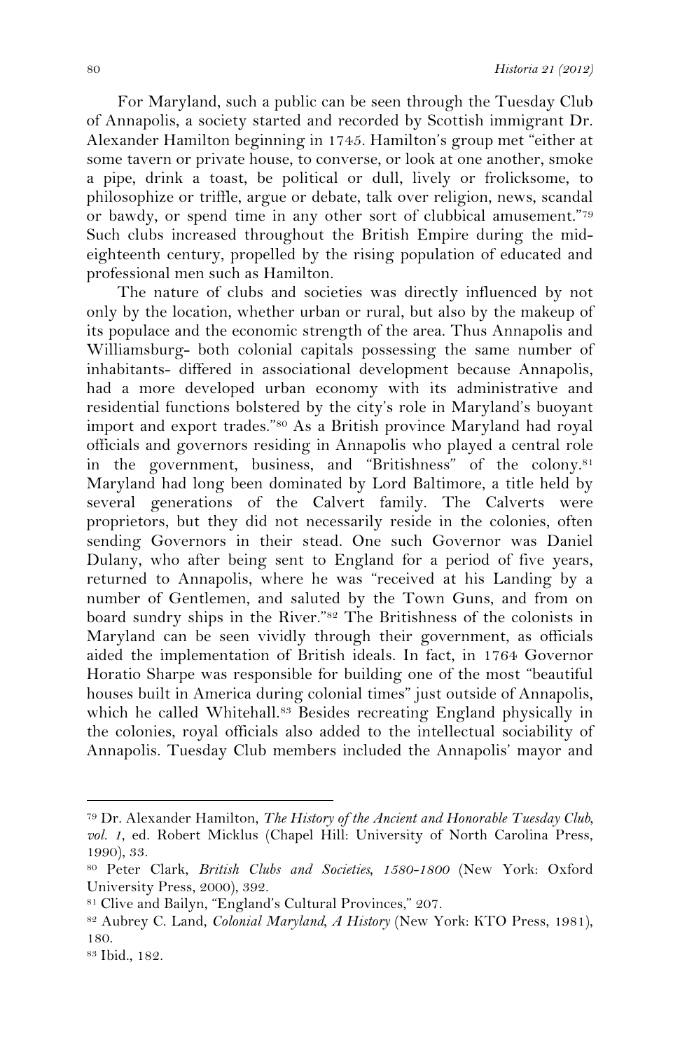For Maryland, such a public can be seen through the Tuesday Club of Annapolis, a society started and recorded by Scottish immigrant Dr. Alexander Hamilton beginning in 1745. Hamilton's group met "either at some tavern or private house, to converse, or look at one another, smoke a pipe, drink a toast, be political or dull, lively or frolicksome, to philosophize or triffle, argue or debate, talk over religion, news, scandal or bawdy, or spend time in any other sort of clubbical amusement."[79] Such clubs increased throughout the British Empire during the mid-eighteenth century, propelled by the rising population of educated and professional men such as Hamilton.

The nature of clubs and societies was directly influenced by not only by the location, whether urban or rural, but also by the makeup of its populace and the economic strength of the area. Thus Annapolis and Williamsburg- both colonial capitals possessing the same number of inhabitants- differed in associational development because Annapolis, had a more developed urban economy with its administrative and residential functions bolstered by the city's role in Maryland's buoyant import and export trades."[80] As a British province Maryland had royal officials and governors residing in Annapolis who played a central role in the government, business, and "Britishness" of the colony.[81] Maryland had long been dominated by Lord Baltimore, a title held by several generations of the Calvert family. The Calverts were proprietors, but they did not necessarily reside in the colonies, often sending Governors in their stead. One such Governor was Daniel Dulany, who after being sent to England for a period of five years, returned to Annapolis, where he was "received at his Landing by a number of Gentlemen, and saluted by the Town Guns, and from on board sundry ships in the River."[82] The Britishness of the colonists in Maryland can be seen vividly through their government, as officials aided the implementation of British ideals. In fact, in 1764 Governor Horatio Sharpe was responsible for building one of the most "beautiful houses built in America during colonial times" just outside of Annapolis, which he called Whitehall.[83] Besides recreating England physically in the colonies, royal officials also added to the intellectual sociability of Annapolis. Tuesday Club members included the Annapolis' mayor and

---

[79] Dr. Alexander Hamilton, *The History of the Ancient and Honorable Tuesday Club, vol. 1*, ed. Robert Micklus (Chapel Hill: University of North Carolina Press, 1990), 33.

[80] Peter Clark, *British Clubs and Societies, 1580-1800* (New York: Oxford University Press, 2000), 392.

[81] Clive and Bailyn, "England's Cultural Provinces," 207.

[82] Aubrey C. Land, *Colonial Maryland, A History* (New York: KTO Press, 1981), 180.

[83] Ibid., 182.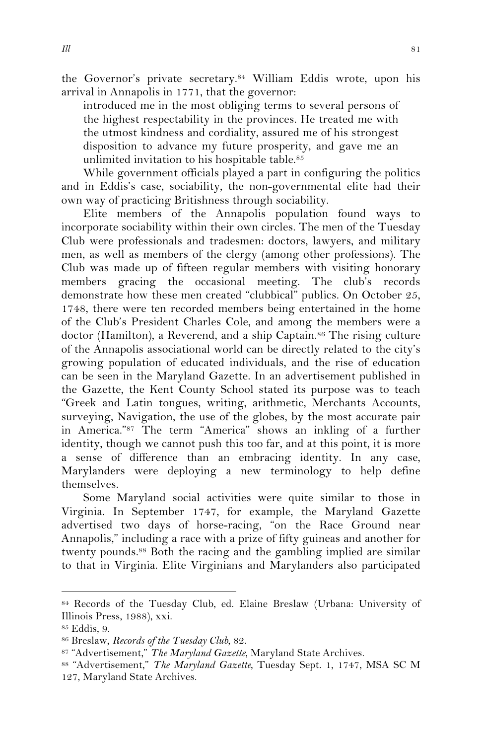the Governor's private secretary.[84] William Eddis wrote, upon his arrival in Annapolis in 1771, that the governor:

> introduced me in the most obliging terms to several persons of the highest respectability in the provinces. He treated me with the utmost kindness and cordiality, assured me of his strongest disposition to advance my future prosperity, and gave me an unlimited invitation to his hospitable table.[85]

While government officials played a part in configuring the politics and in Eddis's case, sociability, the non-governmental elite had their own way of practicing Britishness through sociability.

Elite members of the Annapolis population found ways to incorporate sociability within their own circles. The men of the Tuesday Club were professionals and tradesmen: doctors, lawyers, and military men, as well as members of the clergy (among other professions). The Club was made up of fifteen regular members with visiting honorary members gracing the occasional meeting. The club's records demonstrate how these men created "clubbical" publics. On October 25, 1748, there were ten recorded members being entertained in the home of the Club's President Charles Cole, and among the members were a doctor (Hamilton), a Reverend, and a ship Captain.[86] The rising culture of the Annapolis associational world can be directly related to the city's growing population of educated individuals, and the rise of education can be seen in the Maryland Gazette. In an advertisement published in the Gazette, the Kent County School stated its purpose was to teach "Greek and Latin tongues, writing, arithmetic, Merchants Accounts, surveying, Navigation, the use of the globes, by the most accurate pair in America."[87] The term "America" shows an inkling of a further identity, though we cannot push this too far, and at this point, it is more a sense of difference than an embracing identity. In any case, Marylanders were deploying a new terminology to help define themselves.

Some Maryland social activities were quite similar to those in Virginia. In September 1747, for example, the Maryland Gazette advertised two days of horse-racing, "on the Race Ground near Annapolis," including a race with a prize of fifty guineas and another for twenty pounds.[88] Both the racing and the gambling implied are similar to that in Virginia. Elite Virginians and Marylanders also participated

---

[84] Records of the Tuesday Club, ed. Elaine Breslaw (Urbana: University of Illinois Press, 1988), xxi.

[85] Eddis, 9.

[86] Breslaw, *Records of the Tuesday Club*, 82.

[87] "Advertisement," *The Maryland Gazette*, Maryland State Archives.

[88] "Advertisement," *The Maryland Gazette*, Tuesday Sept. 1, 1747, MSA SC M 127, Maryland State Archives.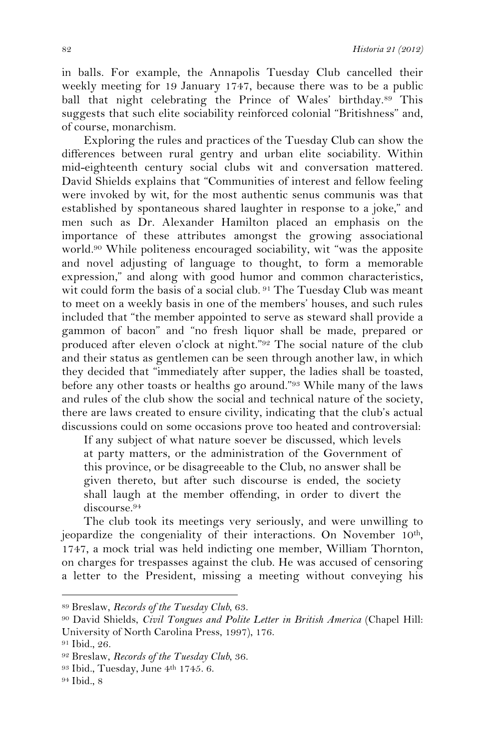in balls. For example, the Annapolis Tuesday Club cancelled their weekly meeting for 19 January 1747, because there was to be a public ball that night celebrating the Prince of Wales' birthday.[89] This suggests that such elite sociability reinforced colonial "Britishness" and, of course, monarchism.

Exploring the rules and practices of the Tuesday Club can show the differences between rural gentry and urban elite sociability. Within mid-eighteenth century social clubs wit and conversation mattered. David Shields explains that "Communities of interest and fellow feeling were invoked by wit, for the most authentic senus communis was that established by spontaneous shared laughter in response to a joke," and men such as Dr. Alexander Hamilton placed an emphasis on the importance of these attributes amongst the growing associational world.[90] While politeness encouraged sociability, wit "was the apposite and novel adjusting of language to thought, to form a memorable expression," and along with good humor and common characteristics, wit could form the basis of a social club. [91] The Tuesday Club was meant to meet on a weekly basis in one of the members' houses, and such rules included that "the member appointed to serve as steward shall provide a gammon of bacon" and "no fresh liquor shall be made, prepared or produced after eleven o'clock at night."[92] The social nature of the club and their status as gentlemen can be seen through another law, in which they decided that "immediately after supper, the ladies shall be toasted, before any other toasts or healths go around."[93] While many of the laws and rules of the club show the social and technical nature of the society, there are laws created to ensure civility, indicating that the club's actual discussions could on some occasions prove too heated and controversial:

> If any subject of what nature soever be discussed, which levels at party matters, or the administration of the Government of this province, or be disagreeable to the Club, no answer shall be given thereto, but after such discourse is ended, the society shall laugh at the member offending, in order to divert the discourse.[94]

The club took its meetings very seriously, and were unwilling to jeopardize the congeniality of their interactions. On November 10th, 1747, a mock trial was held indicting one member, William Thornton, on charges for trespasses against the club. He was accused of censoring a letter to the President, missing a meeting without conveying his

---

[89] Breslaw, *Records of the Tuesday Club*, 63.

[90] David Shields, *Civil Tongues and Polite Letter in British America* (Chapel Hill: University of North Carolina Press, 1997), 176.

[91] Ibid., 26.

[92] Breslaw, *Records of the Tuesday Club*, 36.

[93] Ibid., Tuesday, June 4th 1745. 6.

[94] Ibid., 8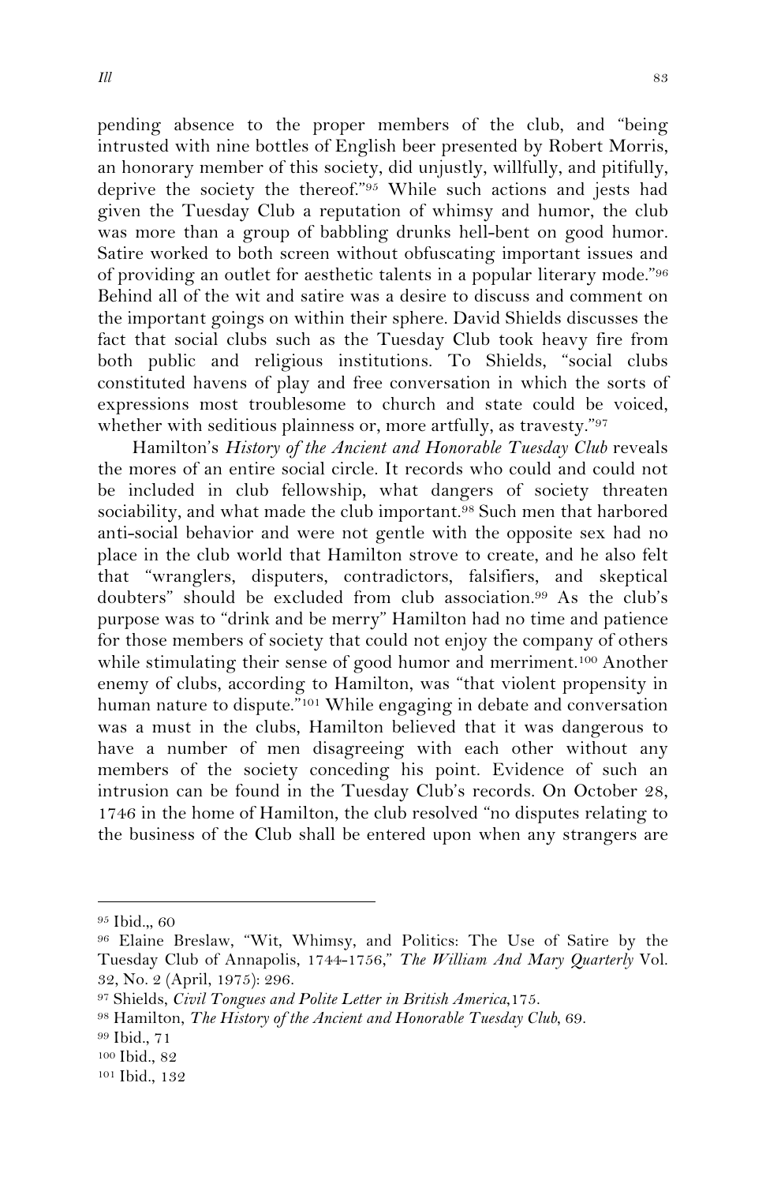pending absence to the proper members of the club, and "being intrusted with nine bottles of English beer presented by Robert Morris, an honorary member of this society, did unjustly, willfully, and pitifully, deprive the society the thereof."[95] While such actions and jests had given the Tuesday Club a reputation of whimsy and humor, the club was more than a group of babbling drunks hell-bent on good humor. Satire worked to both screen without obfuscating important issues and of providing an outlet for aesthetic talents in a popular literary mode."[96] Behind all of the wit and satire was a desire to discuss and comment on the important goings on within their sphere. David Shields discusses the fact that social clubs such as the Tuesday Club took heavy fire from both public and religious institutions. To Shields, "social clubs constituted havens of play and free conversation in which the sorts of expressions most troublesome to church and state could be voiced, whether with seditious plainness or, more artfully, as travesty."[97]

Hamilton's *History of the Ancient and Honorable Tuesday Club* reveals the mores of an entire social circle. It records who could and could not be included in club fellowship, what dangers of society threaten sociability, and what made the club important.[98] Such men that harbored anti-social behavior and were not gentle with the opposite sex had no place in the club world that Hamilton strove to create, and he also felt that "wranglers, disputers, contradictors, falsifiers, and skeptical doubters" should be excluded from club association.[99] As the club's purpose was to "drink and be merry" Hamilton had no time and patience for those members of society that could not enjoy the company of others while stimulating their sense of good humor and merriment.[100] Another enemy of clubs, according to Hamilton, was "that violent propensity in human nature to dispute."[101] While engaging in debate and conversation was a must in the clubs, Hamilton believed that it was dangerous to have a number of men disagreeing with each other without any members of the society conceding his point. Evidence of such an intrusion can be found in the Tuesday Club's records. On October 28, 1746 in the home of Hamilton, the club resolved "no disputes relating to the business of the Club shall be entered upon when any strangers are

---

[95] Ibid.,, 60

[96] Elaine Breslaw, "Wit, Whimsy, and Politics: The Use of Satire by the Tuesday Club of Annapolis, 1744-1756," *The William And Mary Quarterly* Vol. 32, No. 2 (April, 1975): 296.

[97] Shields, *Civil Tongues and Polite Letter in British America*,175.

[98] Hamilton, *The History of the Ancient and Honorable Tuesday Club*, 69.

[99] Ibid., 71

[100] Ibid., 82

[101] Ibid., 132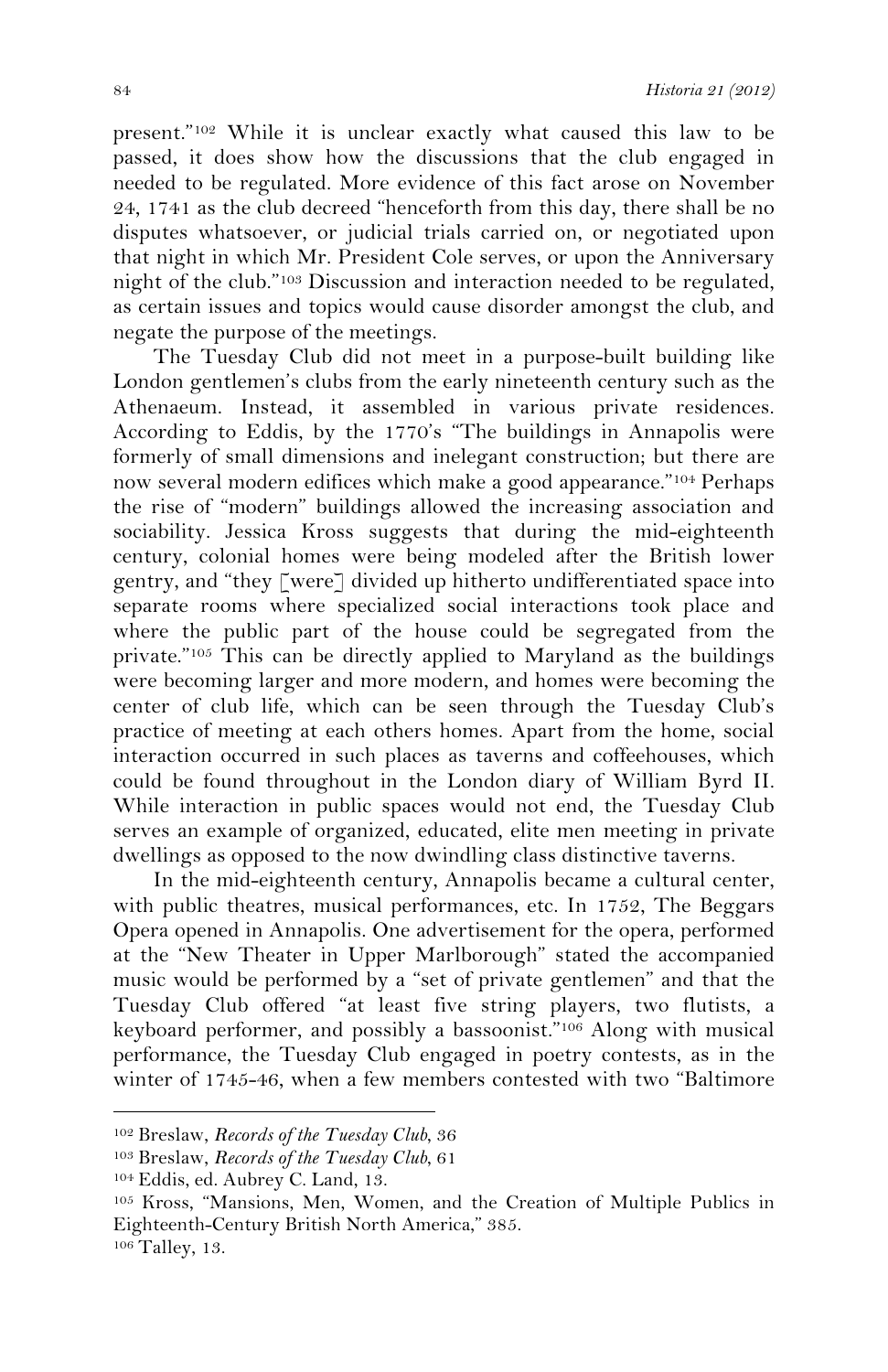present."[102] While it is unclear exactly what caused this law to be passed, it does show how the discussions that the club engaged in needed to be regulated. More evidence of this fact arose on November 24, 1741 as the club decreed "henceforth from this day, there shall be no disputes whatsoever, or judicial trials carried on, or negotiated upon that night in which Mr. President Cole serves, or upon the Anniversary night of the club."[103] Discussion and interaction needed to be regulated, as certain issues and topics would cause disorder amongst the club, and negate the purpose of the meetings.

The Tuesday Club did not meet in a purpose-built building like London gentlemen's clubs from the early nineteenth century such as the Athenaeum. Instead, it assembled in various private residences. According to Eddis, by the 1770's "The buildings in Annapolis were formerly of small dimensions and inelegant construction; but there are now several modern edifices which make a good appearance."[104] Perhaps the rise of "modern" buildings allowed the increasing association and sociability. Jessica Kross suggests that during the mid-eighteenth century, colonial homes were being modeled after the British lower gentry, and "they [were] divided up hitherto undifferentiated space into separate rooms where specialized social interactions took place and where the public part of the house could be segregated from the private."[105] This can be directly applied to Maryland as the buildings were becoming larger and more modern, and homes were becoming the center of club life, which can be seen through the Tuesday Club's practice of meeting at each others homes. Apart from the home, social interaction occurred in such places as taverns and coffeehouses, which could be found throughout in the London diary of William Byrd II. While interaction in public spaces would not end, the Tuesday Club serves an example of organized, educated, elite men meeting in private dwellings as opposed to the now dwindling class distinctive taverns.

In the mid-eighteenth century, Annapolis became a cultural center, with public theatres, musical performances, etc. In 1752, The Beggars Opera opened in Annapolis. One advertisement for the opera, performed at the "New Theater in Upper Marlborough" stated the accompanied music would be performed by a "set of private gentlemen" and that the Tuesday Club offered "at least five string players, two flutists, a keyboard performer, and possibly a bassoonist."[106] Along with musical performance, the Tuesday Club engaged in poetry contests, as in the winter of 1745-46, when a few members contested with two "Baltimore

---

[102] Breslaw, *Records of the Tuesday Club*, 36

[103] Breslaw, *Records of the Tuesday Club*, 61

[104] Eddis, ed. Aubrey C. Land, 13.

[105] Kross, "Mansions, Men, Women, and the Creation of Multiple Publics in Eighteenth-Century British North America," 385.

[106] Talley, 13.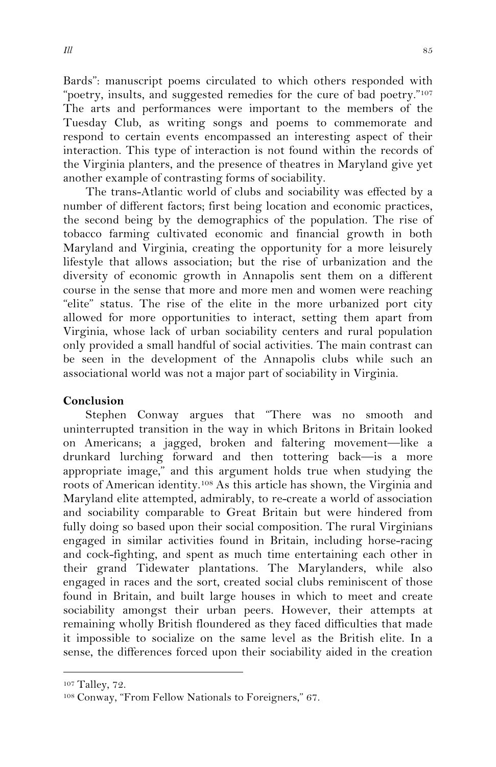Bards": manuscript poems circulated to which others responded with "poetry, insults, and suggested remedies for the cure of bad poetry."[107] The arts and performances were important to the members of the Tuesday Club, as writing songs and poems to commemorate and respond to certain events encompassed an interesting aspect of their interaction. This type of interaction is not found within the records of the Virginia planters, and the presence of theatres in Maryland give yet another example of contrasting forms of sociability.

The trans-Atlantic world of clubs and sociability was effected by a number of different factors; first being location and economic practices, the second being by the demographics of the population. The rise of tobacco farming cultivated economic and financial growth in both Maryland and Virginia, creating the opportunity for a more leisurely lifestyle that allows association; but the rise of urbanization and the diversity of economic growth in Annapolis sent them on a different course in the sense that more and more men and women were reaching "elite" status. The rise of the elite in the more urbanized port city allowed for more opportunities to interact, setting them apart from Virginia, whose lack of urban sociability centers and rural population only provided a small handful of social activities. The main contrast can be seen in the development of the Annapolis clubs while such an associational world was not a major part of sociability in Virginia.

**Conclusion**

Stephen Conway argues that "There was no smooth and uninterrupted transition in the way in which Britons in Britain looked on Americans; a jagged, broken and faltering movement—like a drunkard lurching forward and then tottering back—is a more appropriate image," and this argument holds true when studying the roots of American identity.[108] As this article has shown, the Virginia and Maryland elite attempted, admirably, to re-create a world of association and sociability comparable to Great Britain but were hindered from fully doing so based upon their social composition. The rural Virginians engaged in similar activities found in Britain, including horse-racing and cock-fighting, and spent as much time entertaining each other in their grand Tidewater plantations. The Marylanders, while also engaged in races and the sort, created social clubs reminiscent of those found in Britain, and built large houses in which to meet and create sociability amongst their urban peers. However, their attempts at remaining wholly British floundered as they faced difficulties that made it impossible to socialize on the same level as the British elite. In a sense, the differences forced upon their sociability aided in the creation

---

[107] Talley, 72.

[108] Conway, "From Fellow Nationals to Foreigners," 67.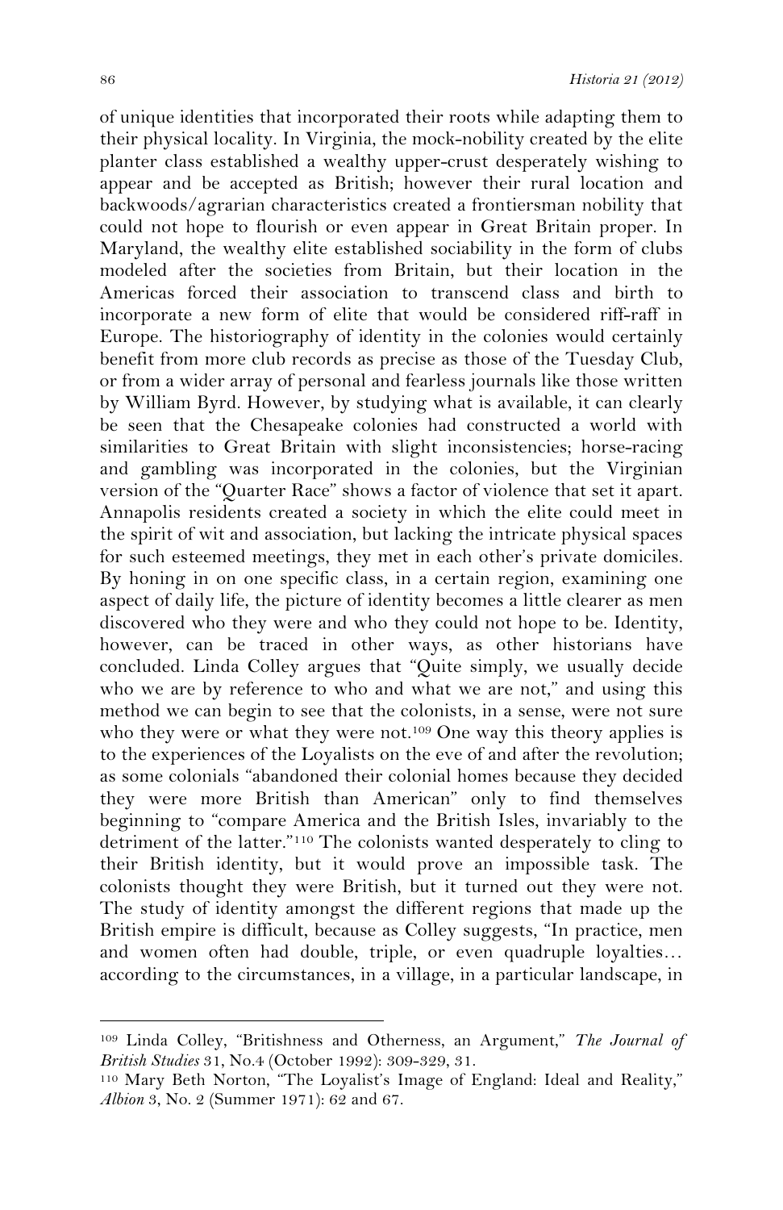of unique identities that incorporated their roots while adapting them to their physical locality. In Virginia, the mock-nobility created by the elite planter class established a wealthy upper-crust desperately wishing to appear and be accepted as British; however their rural location and backwoods/agrarian characteristics created a frontiersman nobility that could not hope to flourish or even appear in Great Britain proper. In Maryland, the wealthy elite established sociability in the form of clubs modeled after the societies from Britain, but their location in the Americas forced their association to transcend class and birth to incorporate a new form of elite that would be considered riff-raff in Europe. The historiography of identity in the colonies would certainly benefit from more club records as precise as those of the Tuesday Club, or from a wider array of personal and fearless journals like those written by William Byrd. However, by studying what is available, it can clearly be seen that the Chesapeake colonies had constructed a world with similarities to Great Britain with slight inconsistencies; horse-racing and gambling was incorporated in the colonies, but the Virginian version of the "Quarter Race" shows a factor of violence that set it apart. Annapolis residents created a society in which the elite could meet in the spirit of wit and association, but lacking the intricate physical spaces for such esteemed meetings, they met in each other's private domiciles. By honing in on one specific class, in a certain region, examining one aspect of daily life, the picture of identity becomes a little clearer as men discovered who they were and who they could not hope to be. Identity, however, can be traced in other ways, as other historians have concluded. Linda Colley argues that "Quite simply, we usually decide who we are by reference to who and what we are not," and using this method we can begin to see that the colonists, in a sense, were not sure who they were or what they were not.[109] One way this theory applies is to the experiences of the Loyalists on the eve of and after the revolution; as some colonials "abandoned their colonial homes because they decided they were more British than American" only to find themselves beginning to "compare America and the British Isles, invariably to the detriment of the latter."[110] The colonists wanted desperately to cling to their British identity, but it would prove an impossible task. The colonists thought they were British, but it turned out they were not. The study of identity amongst the different regions that made up the British empire is difficult, because as Colley suggests, "In practice, men and women often had double, triple, or even quadruple loyalties… according to the circumstances, in a village, in a particular landscape, in

---

[109] Linda Colley, "Britishness and Otherness, an Argument," *The Journal of British Studies* 31, No.4 (October 1992): 309-329, 31.

[110] Mary Beth Norton, "The Loyalist's Image of England: Ideal and Reality," *Albion* 3, No. 2 (Summer 1971): 62 and 67.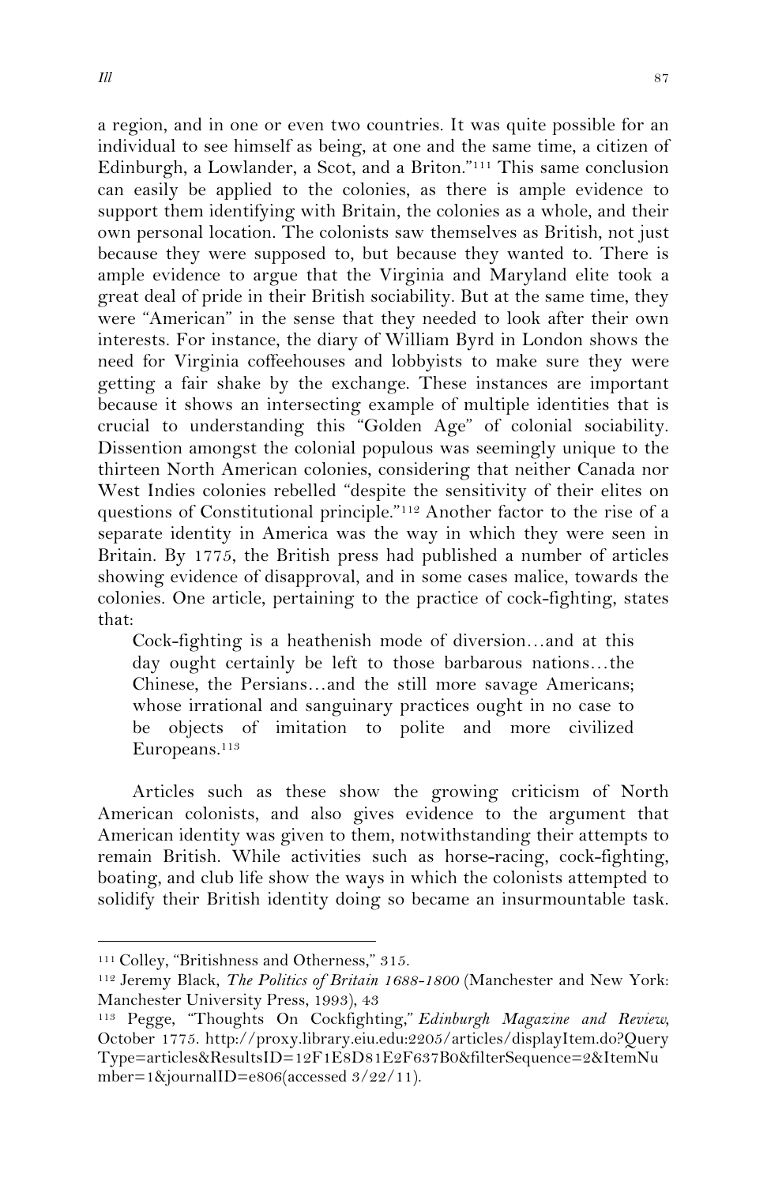a region, and in one or even two countries. It was quite possible for an individual to see himself as being, at one and the same time, a citizen of Edinburgh, a Lowlander, a Scot, and a Briton."[111] This same conclusion can easily be applied to the colonies, as there is ample evidence to support them identifying with Britain, the colonies as a whole, and their own personal location. The colonists saw themselves as British, not just because they were supposed to, but because they wanted to. There is ample evidence to argue that the Virginia and Maryland elite took a great deal of pride in their British sociability. But at the same time, they were "American" in the sense that they needed to look after their own interests. For instance, the diary of William Byrd in London shows the need for Virginia coffeehouses and lobbyists to make sure they were getting a fair shake by the exchange. These instances are important because it shows an intersecting example of multiple identities that is crucial to understanding this "Golden Age" of colonial sociability. Dissention amongst the colonial populous was seemingly unique to the thirteen North American colonies, considering that neither Canada nor West Indies colonies rebelled "despite the sensitivity of their elites on questions of Constitutional principle."[112] Another factor to the rise of a separate identity in America was the way in which they were seen in Britain. By 1775, the British press had published a number of articles showing evidence of disapproval, and in some cases malice, towards the colonies. One article, pertaining to the practice of cock-fighting, states that:

> Cock-fighting is a heathenish mode of diversion…and at this day ought certainly be left to those barbarous nations…the Chinese, the Persians…and the still more savage Americans; whose irrational and sanguinary practices ought in no case to be objects of imitation to polite and more civilized Europeans.[113]

Articles such as these show the growing criticism of North American colonists, and also gives evidence to the argument that American identity was given to them, notwithstanding their attempts to remain British. While activities such as horse-racing, cock-fighting, boating, and club life show the ways in which the colonists attempted to solidify their British identity doing so became an insurmountable task.

---

[111] Colley, "Britishness and Otherness," 315.

[112] Jeremy Black, *The Politics of Britain 1688-1800* (Manchester and New York: Manchester University Press, 1993), 43

[113] Pegge, "Thoughts On Cockfighting," *Edinburgh Magazine and Review*, October 1775. http://proxy.library.eiu.edu:2205/articles/displayItem.do?QueryType=articles&ResultsID=12F1E8D81E2F637B0&filterSequence=2&ItemNumber=1&journalID=e806(accessed 3/22/11).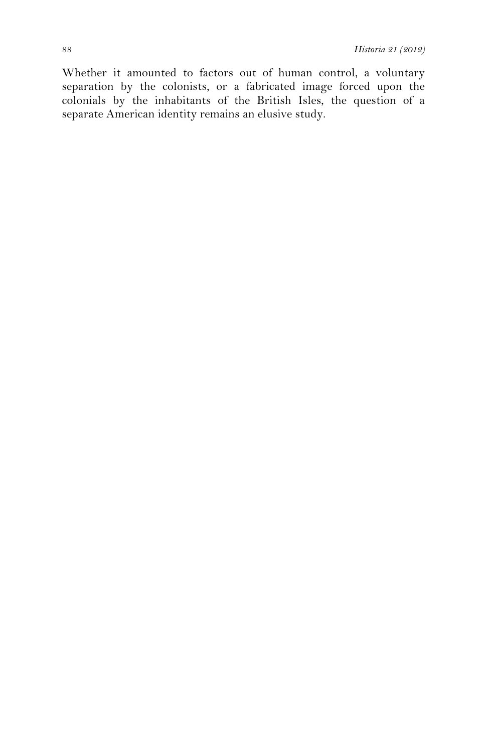Whether it amounted to factors out of human control, a voluntary separation by the colonists, or a fabricated image forced upon the colonials by the inhabitants of the British Isles, the question of a separate American identity remains an elusive study.